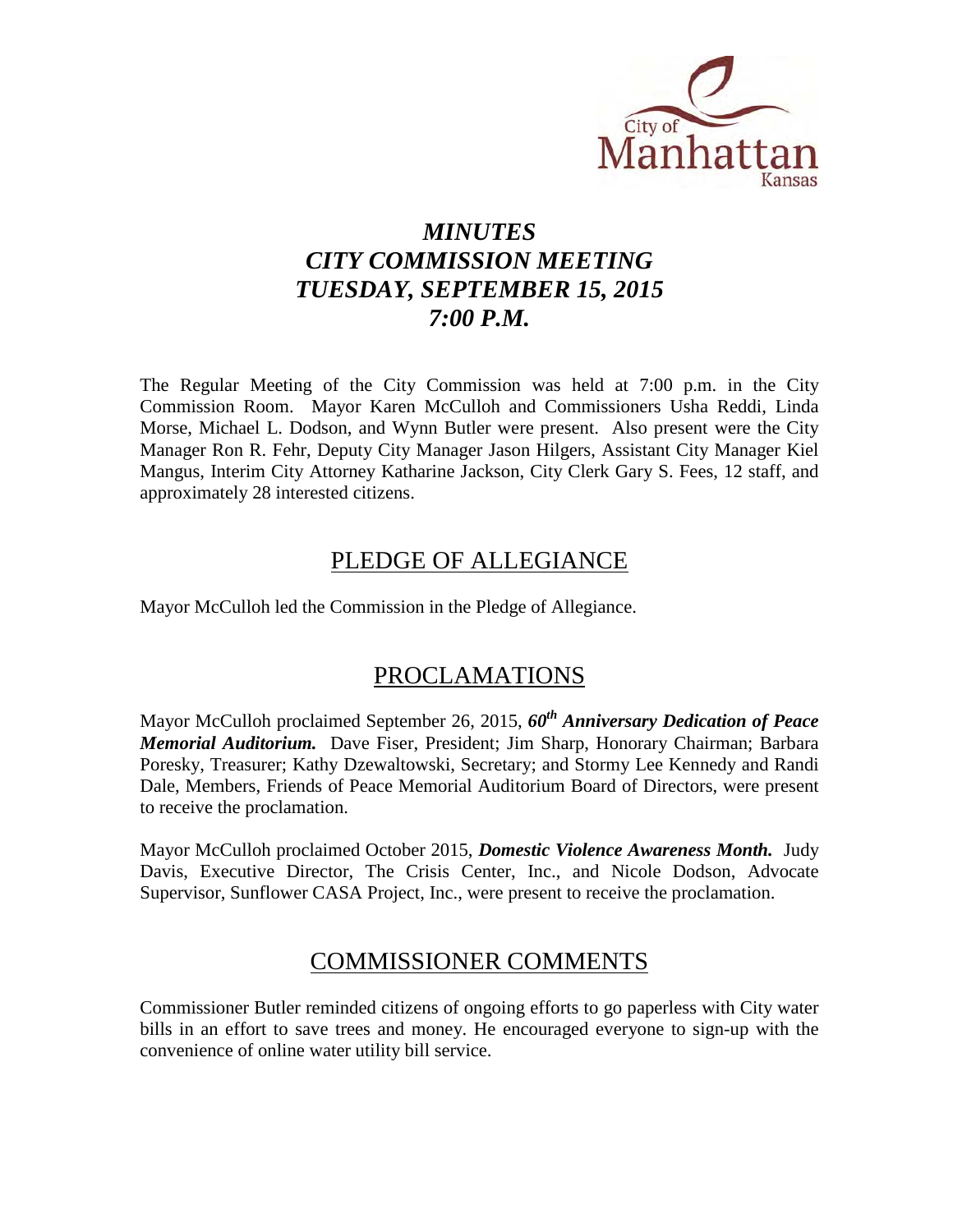City of Manhattan Kansas

# *MINUTES*
# *CITY COMMISSION MEETING*
# *TUESDAY, SEPTEMBER 15, 2015*
# *7:00 P.M.*

The Regular Meeting of the City Commission was held at 7:00 p.m. in the City Commission Room. Mayor Karen McCulloh and Commissioners Usha Reddi, Linda Morse, Michael L. Dodson, and Wynn Butler were present. Also present were the City Manager Ron R. Fehr, Deputy City Manager Jason Hilgers, Assistant City Manager Kiel Mangus, Interim City Attorney Katharine Jackson, City Clerk Gary S. Fees, 12 staff, and approximately 28 interested citizens.

## PLEDGE OF ALLEGIANCE

Mayor McCulloh led the Commission in the Pledge of Allegiance.

## PROCLAMATIONS

Mayor McCulloh proclaimed September 26, 2015, ***60th Anniversary Dedication of Peace Memorial Auditorium.*** Dave Fiser, President; Jim Sharp, Honorary Chairman; Barbara Poresky, Treasurer; Kathy Dzewaltowski, Secretary; and Stormy Lee Kennedy and Randi Dale, Members, Friends of Peace Memorial Auditorium Board of Directors, were present to receive the proclamation.

Mayor McCulloh proclaimed October 2015, ***Domestic Violence Awareness Month.*** Judy Davis, Executive Director, The Crisis Center, Inc., and Nicole Dodson, Advocate Supervisor, Sunflower CASA Project, Inc., were present to receive the proclamation.

## COMMISSIONER COMMENTS

Commissioner Butler reminded citizens of ongoing efforts to go paperless with City water bills in an effort to save trees and money. He encouraged everyone to sign-up with the convenience of online water utility bill service.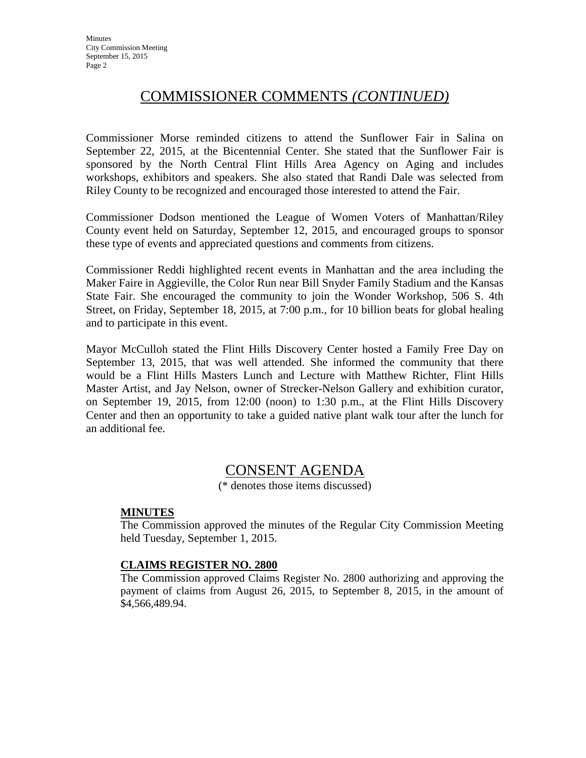## COMMISSIONER COMMENTS *(CONTINUED)*

Commissioner Morse reminded citizens to attend the Sunflower Fair in Salina on September 22, 2015, at the Bicentennial Center. She stated that the Sunflower Fair is sponsored by the North Central Flint Hills Area Agency on Aging and includes workshops, exhibitors and speakers. She also stated that Randi Dale was selected from Riley County to be recognized and encouraged those interested to attend the Fair.

Commissioner Dodson mentioned the League of Women Voters of Manhattan/Riley County event held on Saturday, September 12, 2015, and encouraged groups to sponsor these type of events and appreciated questions and comments from citizens.

Commissioner Reddi highlighted recent events in Manhattan and the area including the Maker Faire in Aggieville, the Color Run near Bill Snyder Family Stadium and the Kansas State Fair. She encouraged the community to join the Wonder Workshop, 506 S. 4th Street, on Friday, September 18, 2015, at 7:00 p.m., for 10 billion beats for global healing and to participate in this event.

Mayor McCulloh stated the Flint Hills Discovery Center hosted a Family Free Day on September 13, 2015, that was well attended. She informed the community that there would be a Flint Hills Masters Lunch and Lecture with Matthew Richter, Flint Hills Master Artist, and Jay Nelson, owner of Strecker-Nelson Gallery and exhibition curator, on September 19, 2015, from 12:00 (noon) to 1:30 p.m., at the Flint Hills Discovery Center and then an opportunity to take a guided native plant walk tour after the lunch for an additional fee.

## CONSENT AGENDA

(* denotes those items discussed)

**MINUTES**

The Commission approved the minutes of the Regular City Commission Meeting held Tuesday, September 1, 2015.

**CLAIMS REGISTER NO. 2800**

The Commission approved Claims Register No. 2800 authorizing and approving the payment of claims from August 26, 2015, to September 8, 2015, in the amount of $4,566,489.94.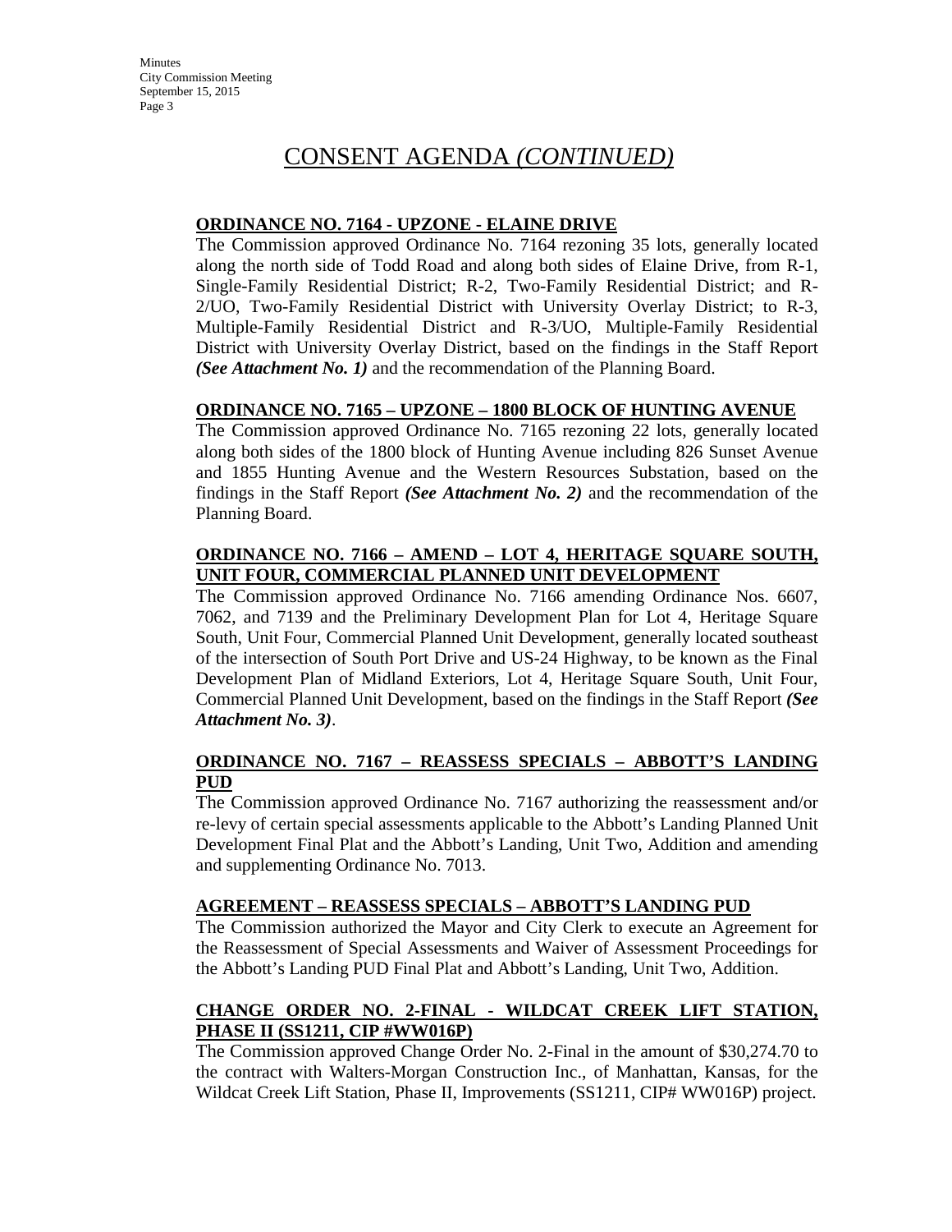# CONSENT AGENDA *(CONTINUED)*

**ORDINANCE NO. 7164 - UPZONE - ELAINE DRIVE**

The Commission approved Ordinance No. 7164 rezoning 35 lots, generally located along the north side of Todd Road and along both sides of Elaine Drive, from R-1, Single-Family Residential District; R-2, Two-Family Residential District; and R-2/UO, Two-Family Residential District with University Overlay District; to R-3, Multiple-Family Residential District and R-3/UO, Multiple-Family Residential District with University Overlay District, based on the findings in the Staff Report ***(See Attachment No. 1)*** and the recommendation of the Planning Board.

**ORDINANCE NO. 7165 – UPZONE – 1800 BLOCK OF HUNTING AVENUE**

The Commission approved Ordinance No. 7165 rezoning 22 lots, generally located along both sides of the 1800 block of Hunting Avenue including 826 Sunset Avenue and 1855 Hunting Avenue and the Western Resources Substation, based on the findings in the Staff Report ***(See Attachment No. 2)*** and the recommendation of the Planning Board.

**ORDINANCE NO. 7166 – AMEND – LOT 4, HERITAGE SQUARE SOUTH, UNIT FOUR, COMMERCIAL PLANNED UNIT DEVELOPMENT**

The Commission approved Ordinance No. 7166 amending Ordinance Nos. 6607, 7062, and 7139 and the Preliminary Development Plan for Lot 4, Heritage Square South, Unit Four, Commercial Planned Unit Development, generally located southeast of the intersection of South Port Drive and US-24 Highway, to be known as the Final Development Plan of Midland Exteriors, Lot 4, Heritage Square South, Unit Four, Commercial Planned Unit Development, based on the findings in the Staff Report ***(See Attachment No. 3)***.

**ORDINANCE NO. 7167 – REASSESS SPECIALS – ABBOTT'S LANDING PUD**

The Commission approved Ordinance No. 7167 authorizing the reassessment and/or re-levy of certain special assessments applicable to the Abbott's Landing Planned Unit Development Final Plat and the Abbott's Landing, Unit Two, Addition and amending and supplementing Ordinance No. 7013.

**AGREEMENT – REASSESS SPECIALS – ABBOTT'S LANDING PUD**

The Commission authorized the Mayor and City Clerk to execute an Agreement for the Reassessment of Special Assessments and Waiver of Assessment Proceedings for the Abbott's Landing PUD Final Plat and Abbott's Landing, Unit Two, Addition.

**CHANGE ORDER NO. 2-FINAL - WILDCAT CREEK LIFT STATION, PHASE II (SS1211, CIP #WW016P)**

The Commission approved Change Order No. 2-Final in the amount of $30,274.70 to the contract with Walters-Morgan Construction Inc., of Manhattan, Kansas, for the Wildcat Creek Lift Station, Phase II, Improvements (SS1211, CIP# WW016P) project.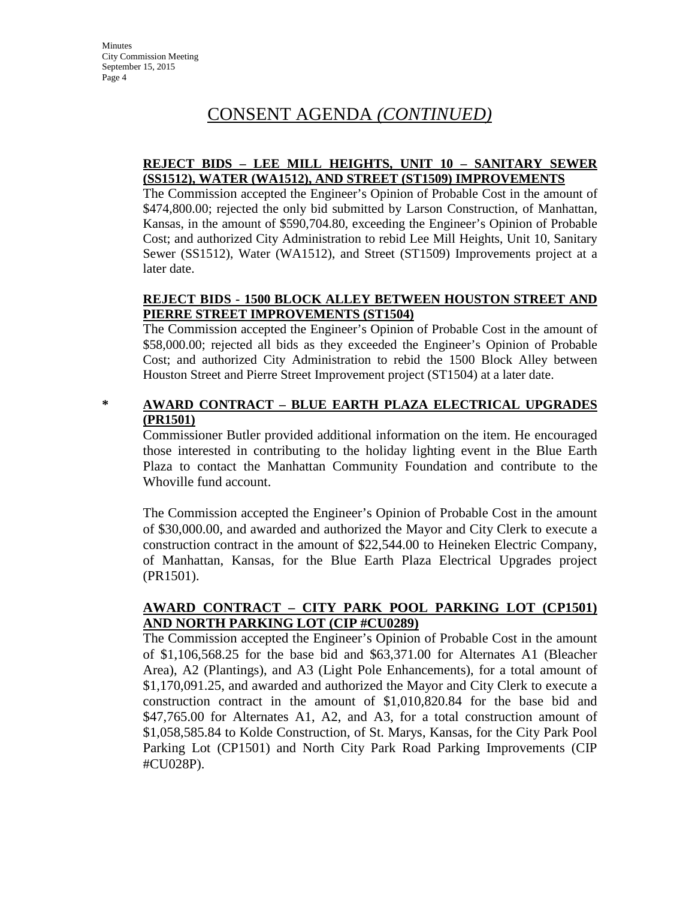# CONSENT AGENDA *(CONTINUED)*

**REJECT BIDS – LEE MILL HEIGHTS, UNIT 10 – SANITARY SEWER (SS1512), WATER (WA1512), AND STREET (ST1509) IMPROVEMENTS**

The Commission accepted the Engineer's Opinion of Probable Cost in the amount of $474,800.00; rejected the only bid submitted by Larson Construction, of Manhattan, Kansas, in the amount of $590,704.80, exceeding the Engineer's Opinion of Probable Cost; and authorized City Administration to rebid Lee Mill Heights, Unit 10, Sanitary Sewer (SS1512), Water (WA1512), and Street (ST1509) Improvements project at a later date.

**REJECT BIDS - 1500 BLOCK ALLEY BETWEEN HOUSTON STREET AND PIERRE STREET IMPROVEMENTS (ST1504)**

The Commission accepted the Engineer's Opinion of Probable Cost in the amount of $58,000.00; rejected all bids as they exceeded the Engineer's Opinion of Probable Cost; and authorized City Administration to rebid the 1500 Block Alley between Houston Street and Pierre Street Improvement project (ST1504) at a later date.

\* **AWARD CONTRACT – BLUE EARTH PLAZA ELECTRICAL UPGRADES (PR1501)**

Commissioner Butler provided additional information on the item. He encouraged those interested in contributing to the holiday lighting event in the Blue Earth Plaza to contact the Manhattan Community Foundation and contribute to the Whoville fund account.

The Commission accepted the Engineer's Opinion of Probable Cost in the amount of $30,000.00, and awarded and authorized the Mayor and City Clerk to execute a construction contract in the amount of $22,544.00 to Heineken Electric Company, of Manhattan, Kansas, for the Blue Earth Plaza Electrical Upgrades project (PR1501).

**AWARD CONTRACT – CITY PARK POOL PARKING LOT (CP1501) AND NORTH PARKING LOT (CIP #CU0289)**

The Commission accepted the Engineer's Opinion of Probable Cost in the amount of $1,106,568.25 for the base bid and $63,371.00 for Alternates A1 (Bleacher Area), A2 (Plantings), and A3 (Light Pole Enhancements), for a total amount of $1,170,091.25, and awarded and authorized the Mayor and City Clerk to execute a construction contract in the amount of $1,010,820.84 for the base bid and $47,765.00 for Alternates A1, A2, and A3, for a total construction amount of $1,058,585.84 to Kolde Construction, of St. Marys, Kansas, for the City Park Pool Parking Lot (CP1501) and North City Park Road Parking Improvements (CIP #CU028P).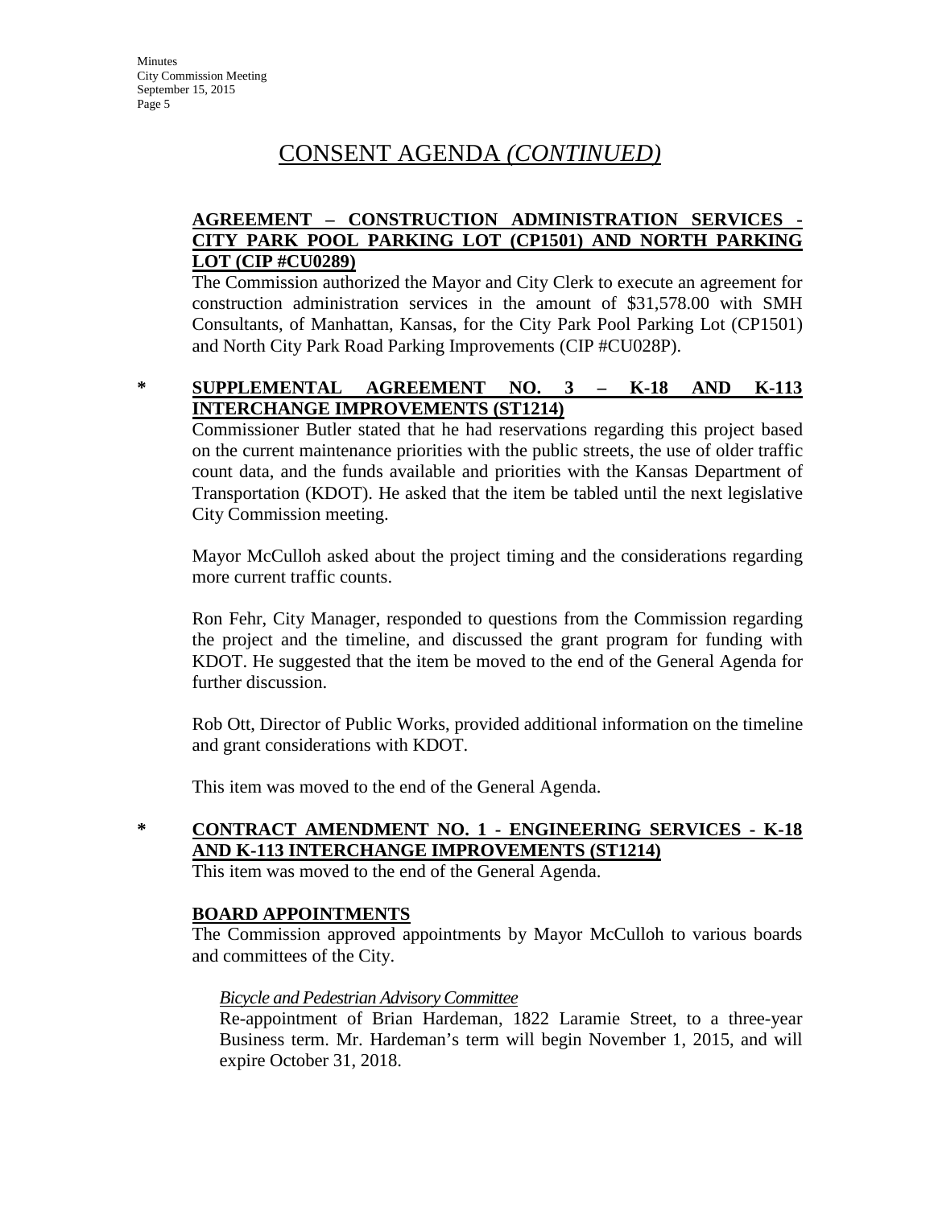# CONSENT AGENDA *(CONTINUED)*

**AGREEMENT – CONSTRUCTION ADMINISTRATION SERVICES - CITY PARK POOL PARKING LOT (CP1501) AND NORTH PARKING LOT (CIP #CU0289)**

The Commission authorized the Mayor and City Clerk to execute an agreement for construction administration services in the amount of $31,578.00 with SMH Consultants, of Manhattan, Kansas, for the City Park Pool Parking Lot (CP1501) and North City Park Road Parking Improvements (CIP #CU028P).

\* **SUPPLEMENTAL AGREEMENT NO. 3 – K-18 AND K-113 INTERCHANGE IMPROVEMENTS (ST1214)**

Commissioner Butler stated that he had reservations regarding this project based on the current maintenance priorities with the public streets, the use of older traffic count data, and the funds available and priorities with the Kansas Department of Transportation (KDOT). He asked that the item be tabled until the next legislative City Commission meeting.

Mayor McCulloh asked about the project timing and the considerations regarding more current traffic counts.

Ron Fehr, City Manager, responded to questions from the Commission regarding the project and the timeline, and discussed the grant program for funding with KDOT. He suggested that the item be moved to the end of the General Agenda for further discussion.

Rob Ott, Director of Public Works, provided additional information on the timeline and grant considerations with KDOT.

This item was moved to the end of the General Agenda.

\* **CONTRACT AMENDMENT NO. 1 - ENGINEERING SERVICES - K-18 AND K-113 INTERCHANGE IMPROVEMENTS (ST1214)**

This item was moved to the end of the General Agenda.

**BOARD APPOINTMENTS**

The Commission approved appointments by Mayor McCulloh to various boards and committees of the City.

*Bicycle and Pedestrian Advisory Committee*

Re-appointment of Brian Hardeman, 1822 Laramie Street, to a three-year Business term. Mr. Hardeman's term will begin November 1, 2015, and will expire October 31, 2018.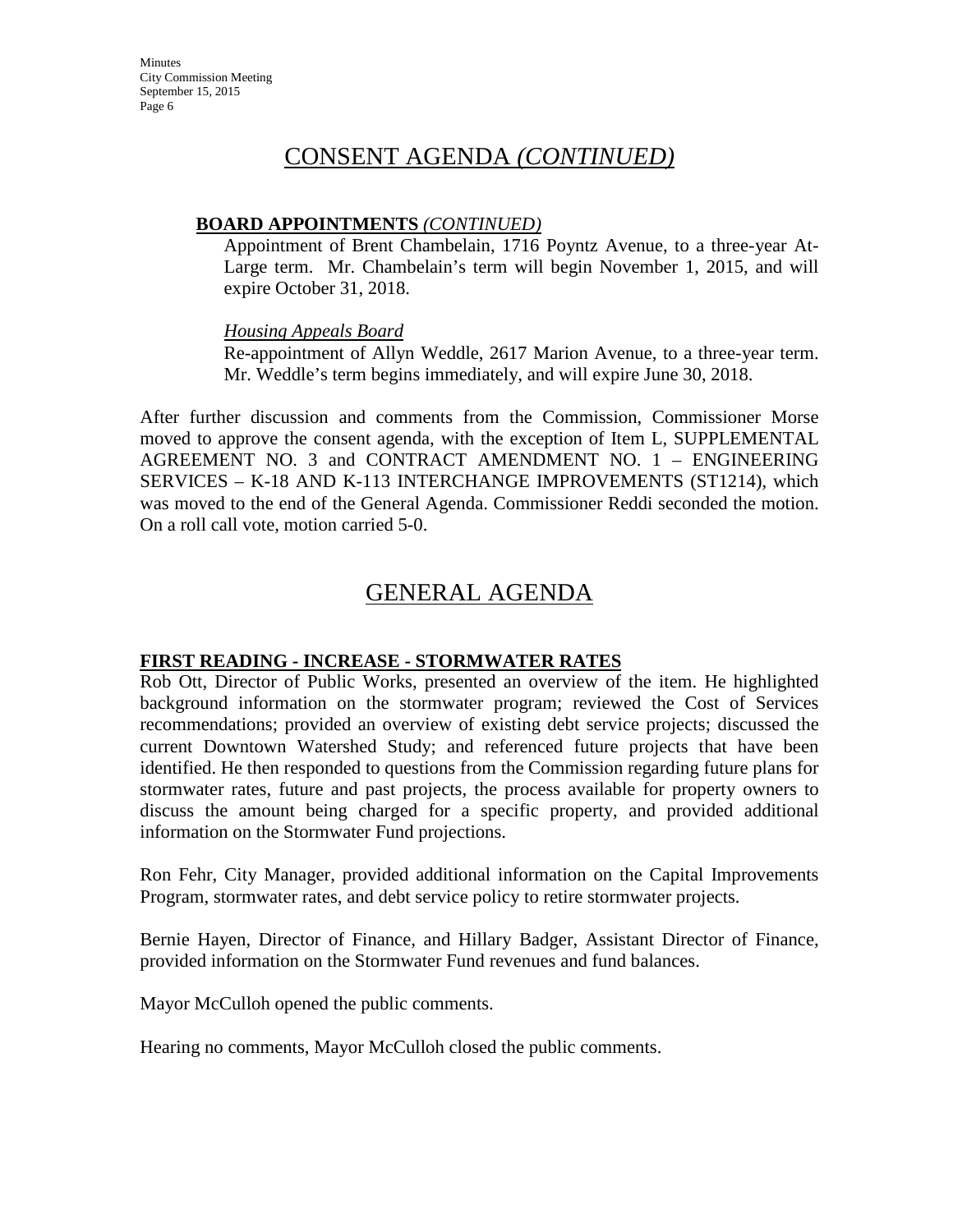## CONSENT AGENDA *(CONTINUED)*

**BOARD APPOINTMENTS** *(CONTINUED)*

Appointment of Brent Chambelain, 1716 Poyntz Avenue, to a three-year At-Large term. Mr. Chambelain's term will begin November 1, 2015, and will expire October 31, 2018.

*Housing Appeals Board*

Re-appointment of Allyn Weddle, 2617 Marion Avenue, to a three-year term. Mr. Weddle's term begins immediately, and will expire June 30, 2018.

After further discussion and comments from the Commission, Commissioner Morse moved to approve the consent agenda, with the exception of Item L, SUPPLEMENTAL AGREEMENT NO. 3 and CONTRACT AMENDMENT NO. 1 – ENGINEERING SERVICES – K-18 AND K-113 INTERCHANGE IMPROVEMENTS (ST1214), which was moved to the end of the General Agenda. Commissioner Reddi seconded the motion. On a roll call vote, motion carried 5-0.

## GENERAL AGENDA

**FIRST READING - INCREASE - STORMWATER RATES**

Rob Ott, Director of Public Works, presented an overview of the item. He highlighted background information on the stormwater program; reviewed the Cost of Services recommendations; provided an overview of existing debt service projects; discussed the current Downtown Watershed Study; and referenced future projects that have been identified. He then responded to questions from the Commission regarding future plans for stormwater rates, future and past projects, the process available for property owners to discuss the amount being charged for a specific property, and provided additional information on the Stormwater Fund projections.

Ron Fehr, City Manager, provided additional information on the Capital Improvements Program, stormwater rates, and debt service policy to retire stormwater projects.

Bernie Hayen, Director of Finance, and Hillary Badger, Assistant Director of Finance, provided information on the Stormwater Fund revenues and fund balances.

Mayor McCulloh opened the public comments.

Hearing no comments, Mayor McCulloh closed the public comments.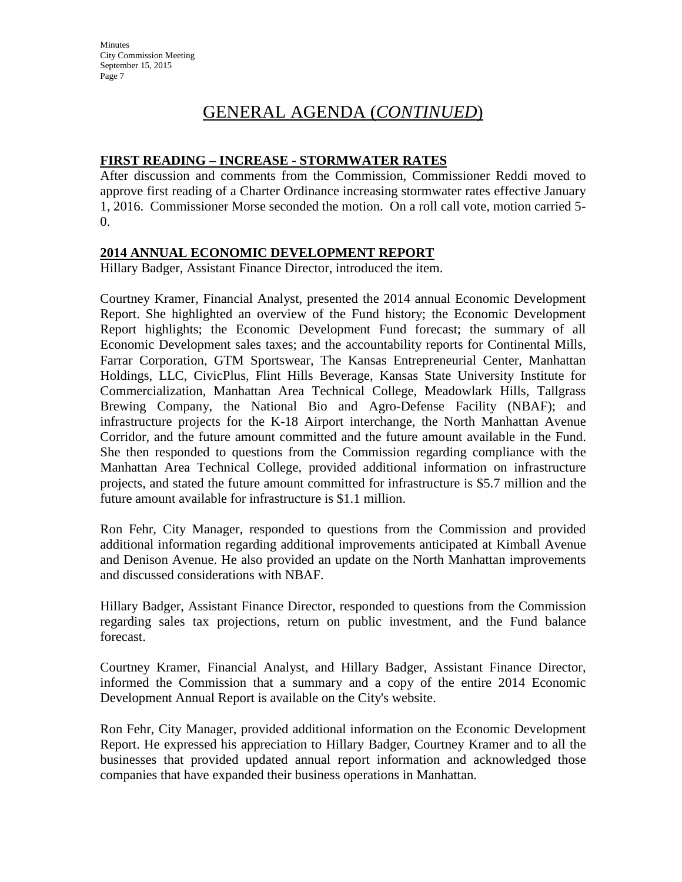# GENERAL AGENDA (*CONTINUED*)

**FIRST READING – INCREASE - STORMWATER RATES**

After discussion and comments from the Commission, Commissioner Reddi moved to approve first reading of a Charter Ordinance increasing stormwater rates effective January 1, 2016. Commissioner Morse seconded the motion. On a roll call vote, motion carried 5-0.

**2014 ANNUAL ECONOMIC DEVELOPMENT REPORT**

Hillary Badger, Assistant Finance Director, introduced the item.

Courtney Kramer, Financial Analyst, presented the 2014 annual Economic Development Report. She highlighted an overview of the Fund history; the Economic Development Report highlights; the Economic Development Fund forecast; the summary of all Economic Development sales taxes; and the accountability reports for Continental Mills, Farrar Corporation, GTM Sportswear, The Kansas Entrepreneurial Center, Manhattan Holdings, LLC, CivicPlus, Flint Hills Beverage, Kansas State University Institute for Commercialization, Manhattan Area Technical College, Meadowlark Hills, Tallgrass Brewing Company, the National Bio and Agro-Defense Facility (NBAF); and infrastructure projects for the K-18 Airport interchange, the North Manhattan Avenue Corridor, and the future amount committed and the future amount available in the Fund. She then responded to questions from the Commission regarding compliance with the Manhattan Area Technical College, provided additional information on infrastructure projects, and stated the future amount committed for infrastructure is $5.7 million and the future amount available for infrastructure is $1.1 million.

Ron Fehr, City Manager, responded to questions from the Commission and provided additional information regarding additional improvements anticipated at Kimball Avenue and Denison Avenue. He also provided an update on the North Manhattan improvements and discussed considerations with NBAF.

Hillary Badger, Assistant Finance Director, responded to questions from the Commission regarding sales tax projections, return on public investment, and the Fund balance forecast.

Courtney Kramer, Financial Analyst, and Hillary Badger, Assistant Finance Director, informed the Commission that a summary and a copy of the entire 2014 Economic Development Annual Report is available on the City's website.

Ron Fehr, City Manager, provided additional information on the Economic Development Report. He expressed his appreciation to Hillary Badger, Courtney Kramer and to all the businesses that provided updated annual report information and acknowledged those companies that have expanded their business operations in Manhattan.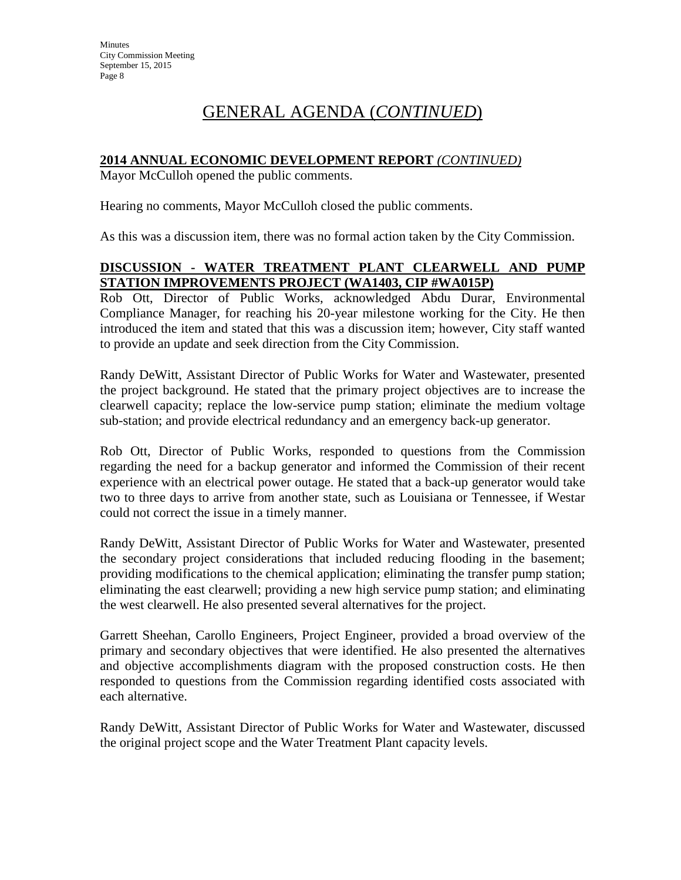# GENERAL AGENDA (*CONTINUED*)

**2014 ANNUAL ECONOMIC DEVELOPMENT REPORT** ***(CONTINUED)***

Mayor McCulloh opened the public comments.

Hearing no comments, Mayor McCulloh closed the public comments.

As this was a discussion item, there was no formal action taken by the City Commission.

**DISCUSSION - WATER TREATMENT PLANT CLEARWELL AND PUMP STATION IMPROVEMENTS PROJECT (WA1403, CIP #WA015P)**

Rob Ott, Director of Public Works, acknowledged Abdu Durar, Environmental Compliance Manager, for reaching his 20-year milestone working for the City. He then introduced the item and stated that this was a discussion item; however, City staff wanted to provide an update and seek direction from the City Commission.

Randy DeWitt, Assistant Director of Public Works for Water and Wastewater, presented the project background. He stated that the primary project objectives are to increase the clearwell capacity; replace the low-service pump station; eliminate the medium voltage sub-station; and provide electrical redundancy and an emergency back-up generator.

Rob Ott, Director of Public Works, responded to questions from the Commission regarding the need for a backup generator and informed the Commission of their recent experience with an electrical power outage. He stated that a back-up generator would take two to three days to arrive from another state, such as Louisiana or Tennessee, if Westar could not correct the issue in a timely manner.

Randy DeWitt, Assistant Director of Public Works for Water and Wastewater, presented the secondary project considerations that included reducing flooding in the basement; providing modifications to the chemical application; eliminating the transfer pump station; eliminating the east clearwell; providing a new high service pump station; and eliminating the west clearwell. He also presented several alternatives for the project.

Garrett Sheehan, Carollo Engineers, Project Engineer, provided a broad overview of the primary and secondary objectives that were identified. He also presented the alternatives and objective accomplishments diagram with the proposed construction costs. He then responded to questions from the Commission regarding identified costs associated with each alternative.

Randy DeWitt, Assistant Director of Public Works for Water and Wastewater, discussed the original project scope and the Water Treatment Plant capacity levels.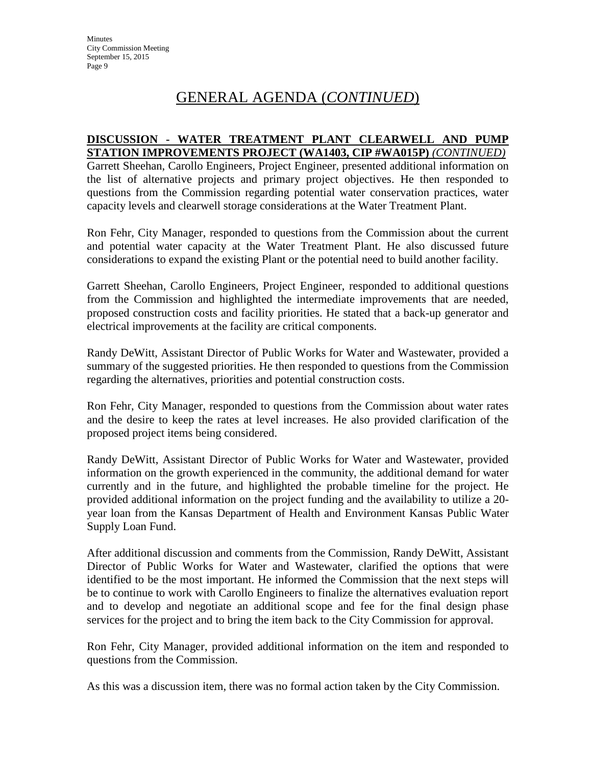# GENERAL AGENDA (*CONTINUED*)

**DISCUSSION - WATER TREATMENT PLANT CLEARWELL AND PUMP STATION IMPROVEMENTS PROJECT (WA1403, CIP #WA015P)** ***(CONTINUED)***

Garrett Sheehan, Carollo Engineers, Project Engineer, presented additional information on the list of alternative projects and primary project objectives. He then responded to questions from the Commission regarding potential water conservation practices, water capacity levels and clearwell storage considerations at the Water Treatment Plant.

Ron Fehr, City Manager, responded to questions from the Commission about the current and potential water capacity at the Water Treatment Plant. He also discussed future considerations to expand the existing Plant or the potential need to build another facility.

Garrett Sheehan, Carollo Engineers, Project Engineer, responded to additional questions from the Commission and highlighted the intermediate improvements that are needed, proposed construction costs and facility priorities. He stated that a back-up generator and electrical improvements at the facility are critical components.

Randy DeWitt, Assistant Director of Public Works for Water and Wastewater, provided a summary of the suggested priorities. He then responded to questions from the Commission regarding the alternatives, priorities and potential construction costs.

Ron Fehr, City Manager, responded to questions from the Commission about water rates and the desire to keep the rates at level increases. He also provided clarification of the proposed project items being considered.

Randy DeWitt, Assistant Director of Public Works for Water and Wastewater, provided information on the growth experienced in the community, the additional demand for water currently and in the future, and highlighted the probable timeline for the project. He provided additional information on the project funding and the availability to utilize a 20-year loan from the Kansas Department of Health and Environment Kansas Public Water Supply Loan Fund.

After additional discussion and comments from the Commission, Randy DeWitt, Assistant Director of Public Works for Water and Wastewater, clarified the options that were identified to be the most important. He informed the Commission that the next steps will be to continue to work with Carollo Engineers to finalize the alternatives evaluation report and to develop and negotiate an additional scope and fee for the final design phase services for the project and to bring the item back to the City Commission for approval.

Ron Fehr, City Manager, provided additional information on the item and responded to questions from the Commission.

As this was a discussion item, there was no formal action taken by the City Commission.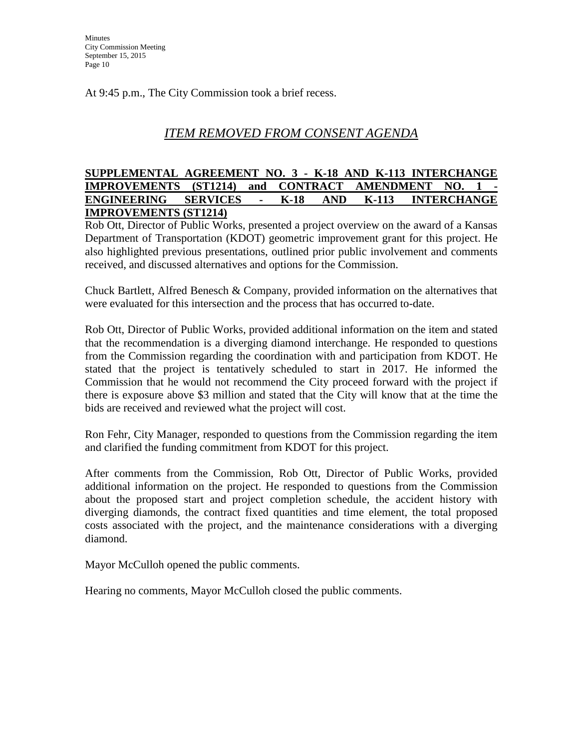At 9:45 p.m., The City Commission took a brief recess.

## *ITEM REMOVED FROM CONSENT AGENDA*

**SUPPLEMENTAL AGREEMENT NO. 3 - K-18 AND K-113 INTERCHANGE IMPROVEMENTS (ST1214) and CONTRACT AMENDMENT NO. 1 - ENGINEERING SERVICES - K-18 AND K-113 INTERCHANGE IMPROVEMENTS (ST1214)**

Rob Ott, Director of Public Works, presented a project overview on the award of a Kansas Department of Transportation (KDOT) geometric improvement grant for this project. He also highlighted previous presentations, outlined prior public involvement and comments received, and discussed alternatives and options for the Commission.

Chuck Bartlett, Alfred Benesch & Company, provided information on the alternatives that were evaluated for this intersection and the process that has occurred to-date.

Rob Ott, Director of Public Works, provided additional information on the item and stated that the recommendation is a diverging diamond interchange. He responded to questions from the Commission regarding the coordination with and participation from KDOT. He stated that the project is tentatively scheduled to start in 2017. He informed the Commission that he would not recommend the City proceed forward with the project if there is exposure above $3 million and stated that the City will know that at the time the bids are received and reviewed what the project will cost.

Ron Fehr, City Manager, responded to questions from the Commission regarding the item and clarified the funding commitment from KDOT for this project.

After comments from the Commission, Rob Ott, Director of Public Works, provided additional information on the project. He responded to questions from the Commission about the proposed start and project completion schedule, the accident history with diverging diamonds, the contract fixed quantities and time element, the total proposed costs associated with the project, and the maintenance considerations with a diverging diamond.

Mayor McCulloh opened the public comments.

Hearing no comments, Mayor McCulloh closed the public comments.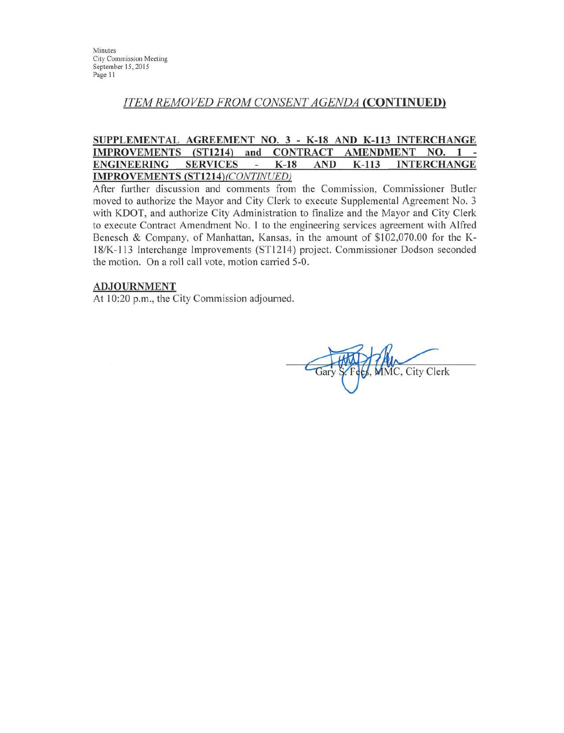## *ITEM REMOVED FROM CONSENT AGENDA* **(CONTINUED)**

**SUPPLEMENTAL AGREEMENT NO. 3 - K-18 AND K-113 INTERCHANGE IMPROVEMENTS (ST1214) and CONTRACT AMENDMENT NO. 1 - ENGINEERING SERVICES - K-18 AND K-113 INTERCHANGE IMPROVEMENTS (ST1214)***(CONTINUED)*

After further discussion and comments from the Commission, Commissioner Butler moved to authorize the Mayor and City Clerk to execute Supplemental Agreement No. 3 with KDOT, and authorize City Administration to finalize and the Mayor and City Clerk to execute Contract Amendment No. 1 to the engineering services agreement with Alfred Benesch & Company, of Manhattan, Kansas, in the amount of $102,070.00 for the K-18/K-113 Interchange Improvements (ST1214) project. Commissioner Dodson seconded the motion. On a roll call vote, motion carried 5-0.

**ADJOURNMENT**

At 10:20 p.m., the City Commission adjourned.

Gary S. Fees, MMC, City Clerk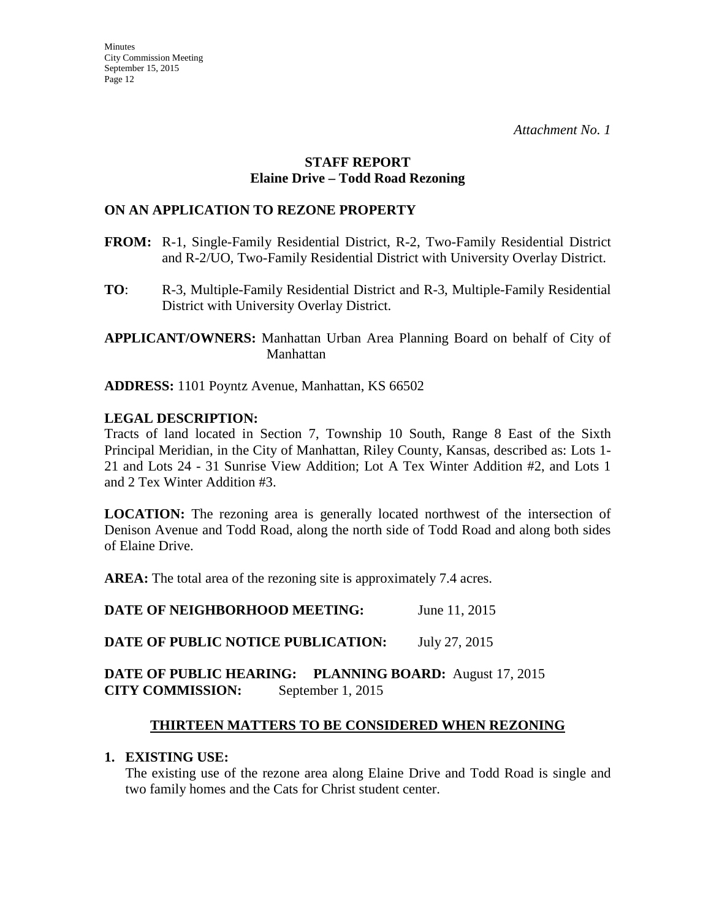*Attachment No. 1*

**STAFF REPORT**
**Elaine Drive – Todd Road Rezoning**

## ON AN APPLICATION TO REZONE PROPERTY

**FROM:** R-1, Single-Family Residential District, R-2, Two-Family Residential District and R-2/UO, Two-Family Residential District with University Overlay District.

**TO**: R-3, Multiple-Family Residential District and R-3, Multiple-Family Residential District with University Overlay District.

**APPLICANT/OWNERS:** Manhattan Urban Area Planning Board on behalf of City of Manhattan

**ADDRESS:** 1101 Poyntz Avenue, Manhattan, KS 66502

**LEGAL DESCRIPTION:**
Tracts of land located in Section 7, Township 10 South, Range 8 East of the Sixth Principal Meridian, in the City of Manhattan, Riley County, Kansas, described as: Lots 1-21 and Lots 24 - 31 Sunrise View Addition; Lot A Tex Winter Addition #2, and Lots 1 and 2 Tex Winter Addition #3.

**LOCATION:** The rezoning area is generally located northwest of the intersection of Denison Avenue and Todd Road, along the north side of Todd Road and along both sides of Elaine Drive.

**AREA:** The total area of the rezoning site is approximately 7.4 acres.

**DATE OF NEIGHBORHOOD MEETING:** June 11, 2015

**DATE OF PUBLIC NOTICE PUBLICATION:** July 27, 2015

**DATE OF PUBLIC HEARING: PLANNING BOARD:** August 17, 2015
**CITY COMMISSION:** September 1, 2015

## THIRTEEN MATTERS TO BE CONSIDERED WHEN REZONING

1. **EXISTING USE:**
   The existing use of the rezone area along Elaine Drive and Todd Road is single and two family homes and the Cats for Christ student center.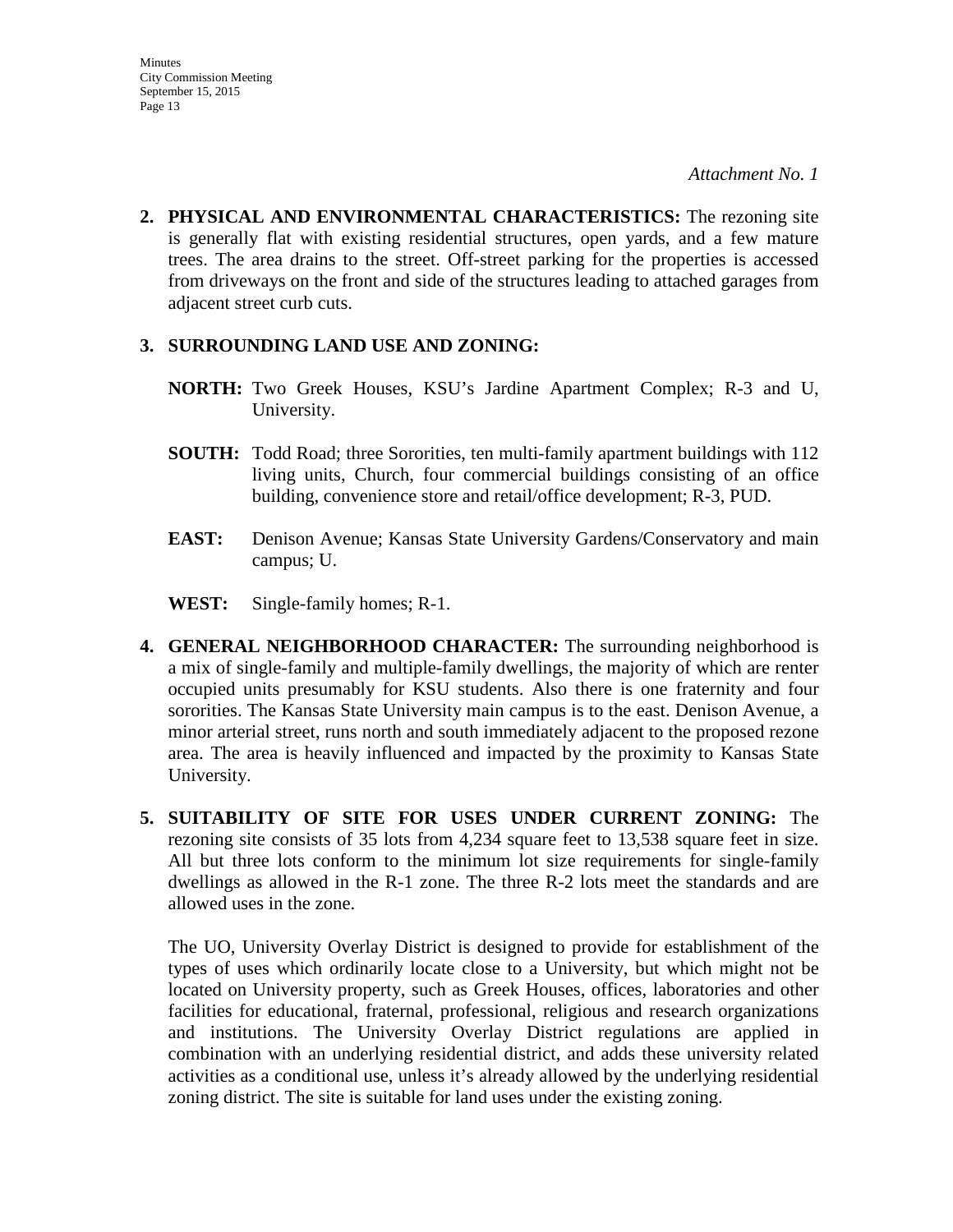*Attachment No. 1*

2. **PHYSICAL AND ENVIRONMENTAL CHARACTERISTICS:** The rezoning site is generally flat with existing residential structures, open yards, and a few mature trees. The area drains to the street. Off-street parking for the properties is accessed from driveways on the front and side of the structures leading to attached garages from adjacent street curb cuts.

3. **SURROUNDING LAND USE AND ZONING:**

   **NORTH:** Two Greek Houses, KSU's Jardine Apartment Complex; R-3 and U, University.

   **SOUTH:** Todd Road; three Sororities, ten multi-family apartment buildings with 112 living units, Church, four commercial buildings consisting of an office building, convenience store and retail/office development; R-3, PUD.

   **EAST:** Denison Avenue; Kansas State University Gardens/Conservatory and main campus; U.

   **WEST:** Single-family homes; R-1.

4. **GENERAL NEIGHBORHOOD CHARACTER:** The surrounding neighborhood is a mix of single-family and multiple-family dwellings, the majority of which are renter occupied units presumably for KSU students. Also there is one fraternity and four sororities. The Kansas State University main campus is to the east. Denison Avenue, a minor arterial street, runs north and south immediately adjacent to the proposed rezone area. The area is heavily influenced and impacted by the proximity to Kansas State University.

5. **SUITABILITY OF SITE FOR USES UNDER CURRENT ZONING:** The rezoning site consists of 35 lots from 4,234 square feet to 13,538 square feet in size. All but three lots conform to the minimum lot size requirements for single-family dwellings as allowed in the R-1 zone. The three R-2 lots meet the standards and are allowed uses in the zone.

   The UO, University Overlay District is designed to provide for establishment of the types of uses which ordinarily locate close to a University, but which might not be located on University property, such as Greek Houses, offices, laboratories and other facilities for educational, fraternal, professional, religious and research organizations and institutions. The University Overlay District regulations are applied in combination with an underlying residential district, and adds these university related activities as a conditional use, unless it's already allowed by the underlying residential zoning district. The site is suitable for land uses under the existing zoning.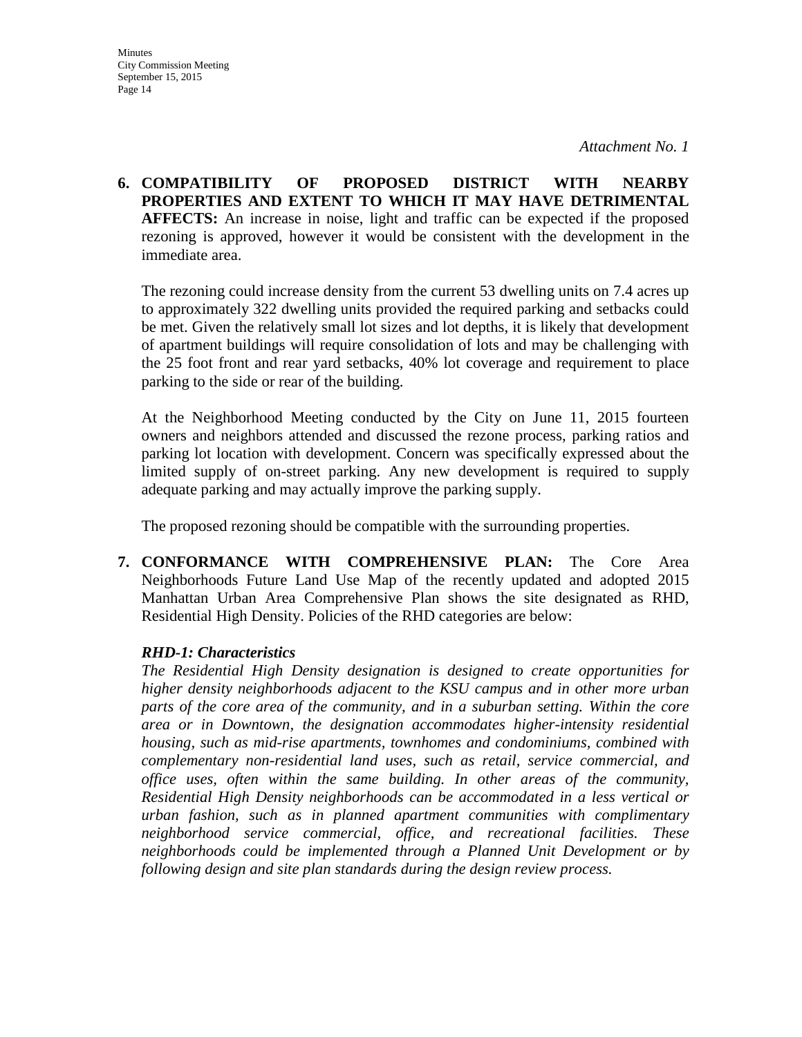*Attachment No. 1*

**6. COMPATIBILITY OF PROPOSED DISTRICT WITH NEARBY PROPERTIES AND EXTENT TO WHICH IT MAY HAVE DETRIMENTAL AFFECTS:** An increase in noise, light and traffic can be expected if the proposed rezoning is approved, however it would be consistent with the development in the immediate area.

The rezoning could increase density from the current 53 dwelling units on 7.4 acres up to approximately 322 dwelling units provided the required parking and setbacks could be met. Given the relatively small lot sizes and lot depths, it is likely that development of apartment buildings will require consolidation of lots and may be challenging with the 25 foot front and rear yard setbacks, 40% lot coverage and requirement to place parking to the side or rear of the building.

At the Neighborhood Meeting conducted by the City on June 11, 2015 fourteen owners and neighbors attended and discussed the rezone process, parking ratios and parking lot location with development. Concern was specifically expressed about the limited supply of on-street parking. Any new development is required to supply adequate parking and may actually improve the parking supply.

The proposed rezoning should be compatible with the surrounding properties.

**7. CONFORMANCE WITH COMPREHENSIVE PLAN:** The Core Area Neighborhoods Future Land Use Map of the recently updated and adopted 2015 Manhattan Urban Area Comprehensive Plan shows the site designated as RHD, Residential High Density. Policies of the RHD categories are below:

***RHD-1: Characteristics***

*The Residential High Density designation is designed to create opportunities for higher density neighborhoods adjacent to the KSU campus and in other more urban parts of the core area of the community, and in a suburban setting. Within the core area or in Downtown, the designation accommodates higher-intensity residential housing, such as mid-rise apartments, townhomes and condominiums, combined with complementary non-residential land uses, such as retail, service commercial, and office uses, often within the same building. In other areas of the community, Residential High Density neighborhoods can be accommodated in a less vertical or urban fashion, such as in planned apartment communities with complimentary neighborhood service commercial, office, and recreational facilities. These neighborhoods could be implemented through a Planned Unit Development or by following design and site plan standards during the design review process.*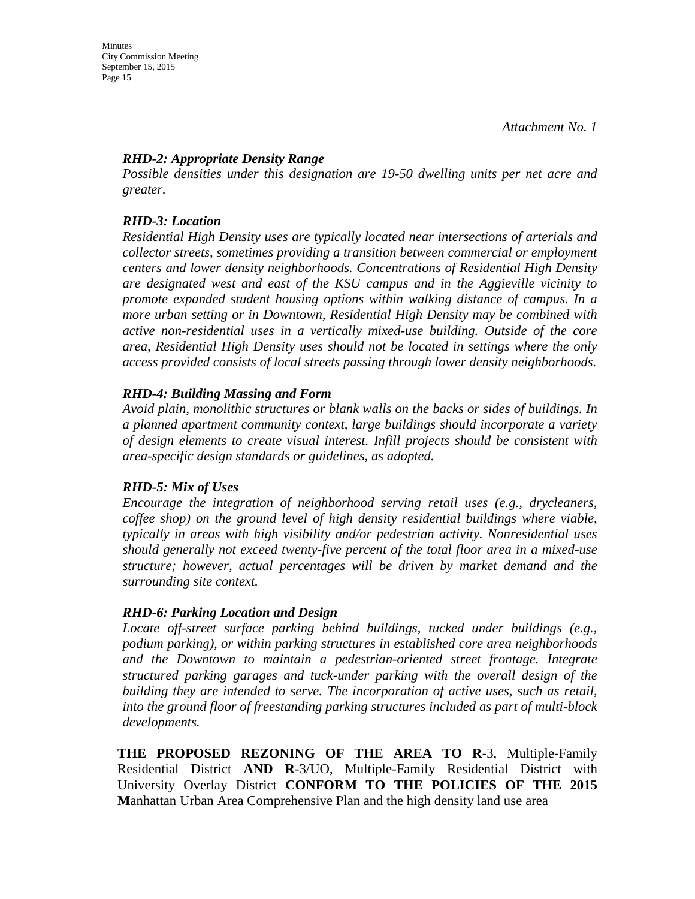*Attachment No. 1*

***RHD-2: Appropriate Density Range***

*Possible densities under this designation are 19-50 dwelling units per net acre and greater.*

***RHD-3: Location***

*Residential High Density uses are typically located near intersections of arterials and collector streets, sometimes providing a transition between commercial or employment centers and lower density neighborhoods. Concentrations of Residential High Density are designated west and east of the KSU campus and in the Aggieville vicinity to promote expanded student housing options within walking distance of campus. In a more urban setting or in Downtown, Residential High Density may be combined with active non-residential uses in a vertically mixed-use building. Outside of the core area, Residential High Density uses should not be located in settings where the only access provided consists of local streets passing through lower density neighborhoods.*

***RHD-4: Building Massing and Form***

*Avoid plain, monolithic structures or blank walls on the backs or sides of buildings. In a planned apartment community context, large buildings should incorporate a variety of design elements to create visual interest. Infill projects should be consistent with area-specific design standards or guidelines, as adopted.*

***RHD-5: Mix of Uses***

*Encourage the integration of neighborhood serving retail uses (e.g., drycleaners, coffee shop) on the ground level of high density residential buildings where viable, typically in areas with high visibility and/or pedestrian activity. Nonresidential uses should generally not exceed twenty-five percent of the total floor area in a mixed-use structure; however, actual percentages will be driven by market demand and the surrounding site context.*

***RHD-6: Parking Location and Design***

*Locate off-street surface parking behind buildings, tucked under buildings (e.g., podium parking), or within parking structures in established core area neighborhoods and the Downtown to maintain a pedestrian-oriented street frontage. Integrate structured parking garages and tuck-under parking with the overall design of the building they are intended to serve. The incorporation of active uses, such as retail, into the ground floor of freestanding parking structures included as part of multi-block developments.*

**THE PROPOSED REZONING OF THE AREA TO R**-3, Multiple-Family Residential District **AND R**-3/UO, Multiple-Family Residential District with University Overlay District **CONFORM TO THE POLICIES OF THE 2015 M**anhattan Urban Area Comprehensive Plan and the high density land use area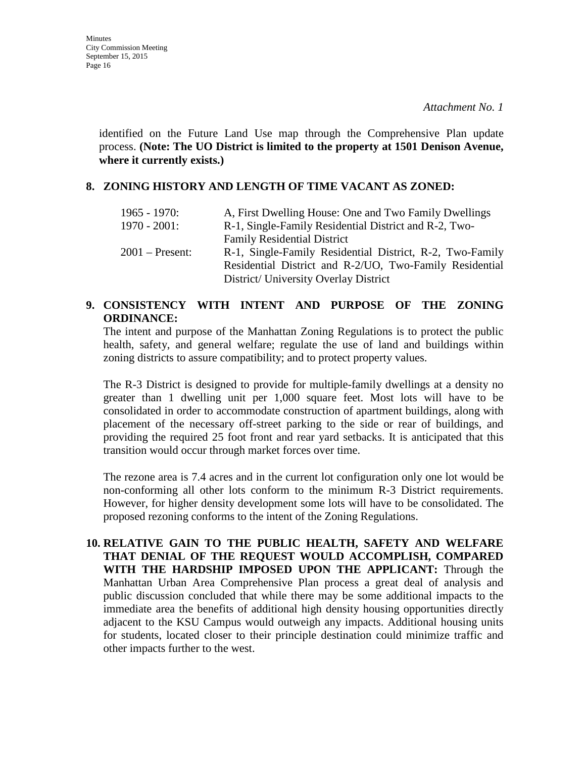*Attachment No. 1*

identified on the Future Land Use map through the Comprehensive Plan update process. **(Note: The UO District is limited to the property at 1501 Denison Avenue, where it currently exists.)**

**8. ZONING HISTORY AND LENGTH OF TIME VACANT AS ZONED:**

| | |
|---|---|
| 1965 - 1970: | A, First Dwelling House: One and Two Family Dwellings |
| 1970 - 2001: | R-1, Single-Family Residential District and R-2, Two-Family Residential District |
| 2001 – Present: | R-1, Single-Family Residential District, R-2, Two-Family Residential District and R-2/UO, Two-Family Residential District/ University Overlay District |

**9. CONSISTENCY WITH INTENT AND PURPOSE OF THE ZONING ORDINANCE:**

The intent and purpose of the Manhattan Zoning Regulations is to protect the public health, safety, and general welfare; regulate the use of land and buildings within zoning districts to assure compatibility; and to protect property values.

The R-3 District is designed to provide for multiple-family dwellings at a density no greater than 1 dwelling unit per 1,000 square feet. Most lots will have to be consolidated in order to accommodate construction of apartment buildings, along with placement of the necessary off-street parking to the side or rear of buildings, and providing the required 25 foot front and rear yard setbacks. It is anticipated that this transition would occur through market forces over time.

The rezone area is 7.4 acres and in the current lot configuration only one lot would be non-conforming all other lots conform to the minimum R-3 District requirements. However, for higher density development some lots will have to be consolidated. The proposed rezoning conforms to the intent of the Zoning Regulations.

**10. RELATIVE GAIN TO THE PUBLIC HEALTH, SAFETY AND WELFARE THAT DENIAL OF THE REQUEST WOULD ACCOMPLISH, COMPARED WITH THE HARDSHIP IMPOSED UPON THE APPLICANT:** Through the Manhattan Urban Area Comprehensive Plan process a great deal of analysis and public discussion concluded that while there may be some additional impacts to the immediate area the benefits of additional high density housing opportunities directly adjacent to the KSU Campus would outweigh any impacts. Additional housing units for students, located closer to their principle destination could minimize traffic and other impacts further to the west.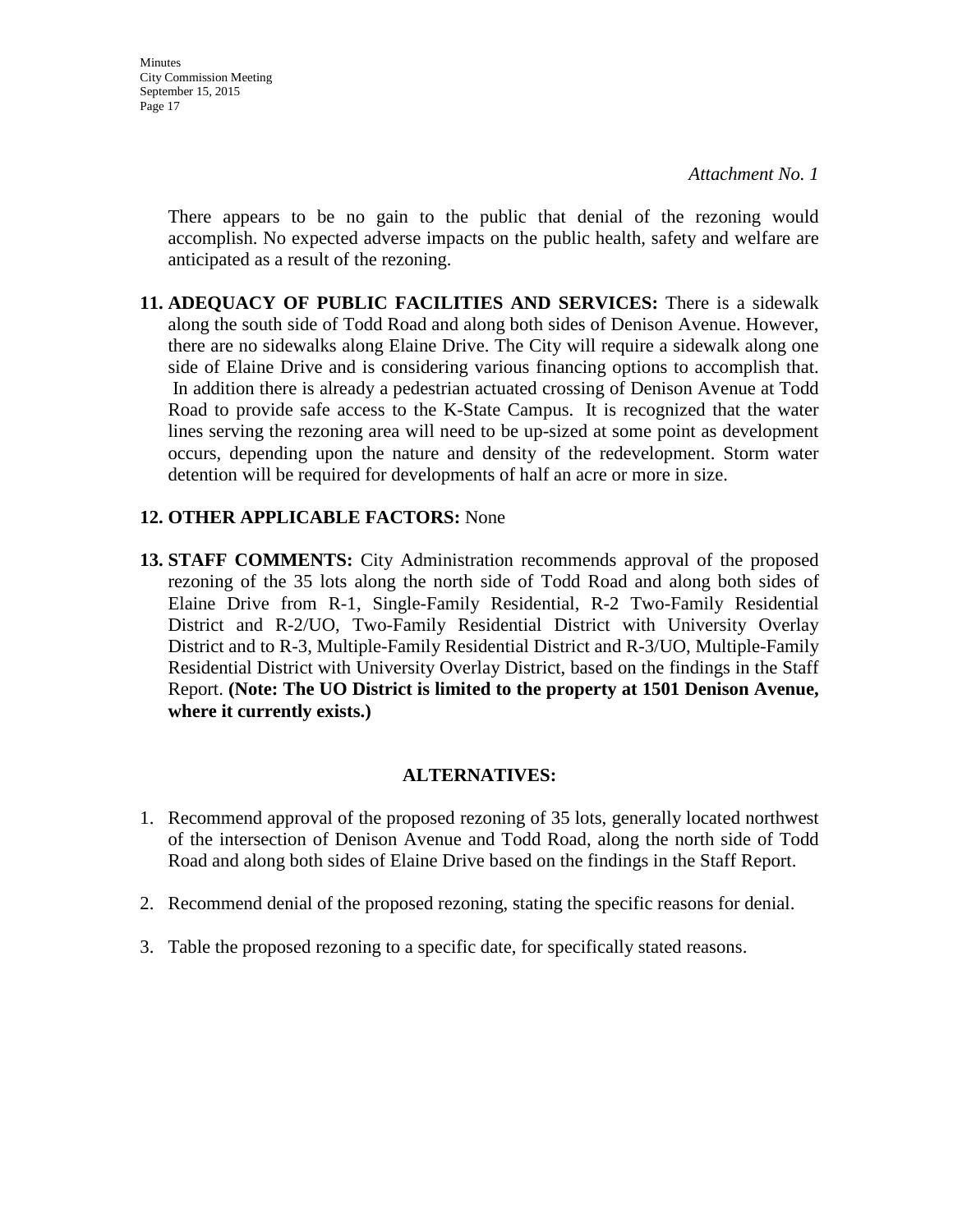*Attachment No. 1*

There appears to be no gain to the public that denial of the rezoning would accomplish. No expected adverse impacts on the public health, safety and welfare are anticipated as a result of the rezoning.

11. **ADEQUACY OF PUBLIC FACILITIES AND SERVICES:** There is a sidewalk along the south side of Todd Road and along both sides of Denison Avenue. However, there are no sidewalks along Elaine Drive. The City will require a sidewalk along one side of Elaine Drive and is considering various financing options to accomplish that. In addition there is already a pedestrian actuated crossing of Denison Avenue at Todd Road to provide safe access to the K-State Campus. It is recognized that the water lines serving the rezoning area will need to be up-sized at some point as development occurs, depending upon the nature and density of the redevelopment. Storm water detention will be required for developments of half an acre or more in size.

12. **OTHER APPLICABLE FACTORS:** None

13. **STAFF COMMENTS:** City Administration recommends approval of the proposed rezoning of the 35 lots along the north side of Todd Road and along both sides of Elaine Drive from R-1, Single-Family Residential, R-2 Two-Family Residential District and R-2/UO, Two-Family Residential District with University Overlay District and to R-3, Multiple-Family Residential District and R-3/UO, Multiple-Family Residential District with University Overlay District, based on the findings in the Staff Report. **(Note: The UO District is limited to the property at 1501 Denison Avenue, where it currently exists.)**

## ALTERNATIVES:

1. Recommend approval of the proposed rezoning of 35 lots, generally located northwest of the intersection of Denison Avenue and Todd Road, along the north side of Todd Road and along both sides of Elaine Drive based on the findings in the Staff Report.

2. Recommend denial of the proposed rezoning, stating the specific reasons for denial.

3. Table the proposed rezoning to a specific date, for specifically stated reasons.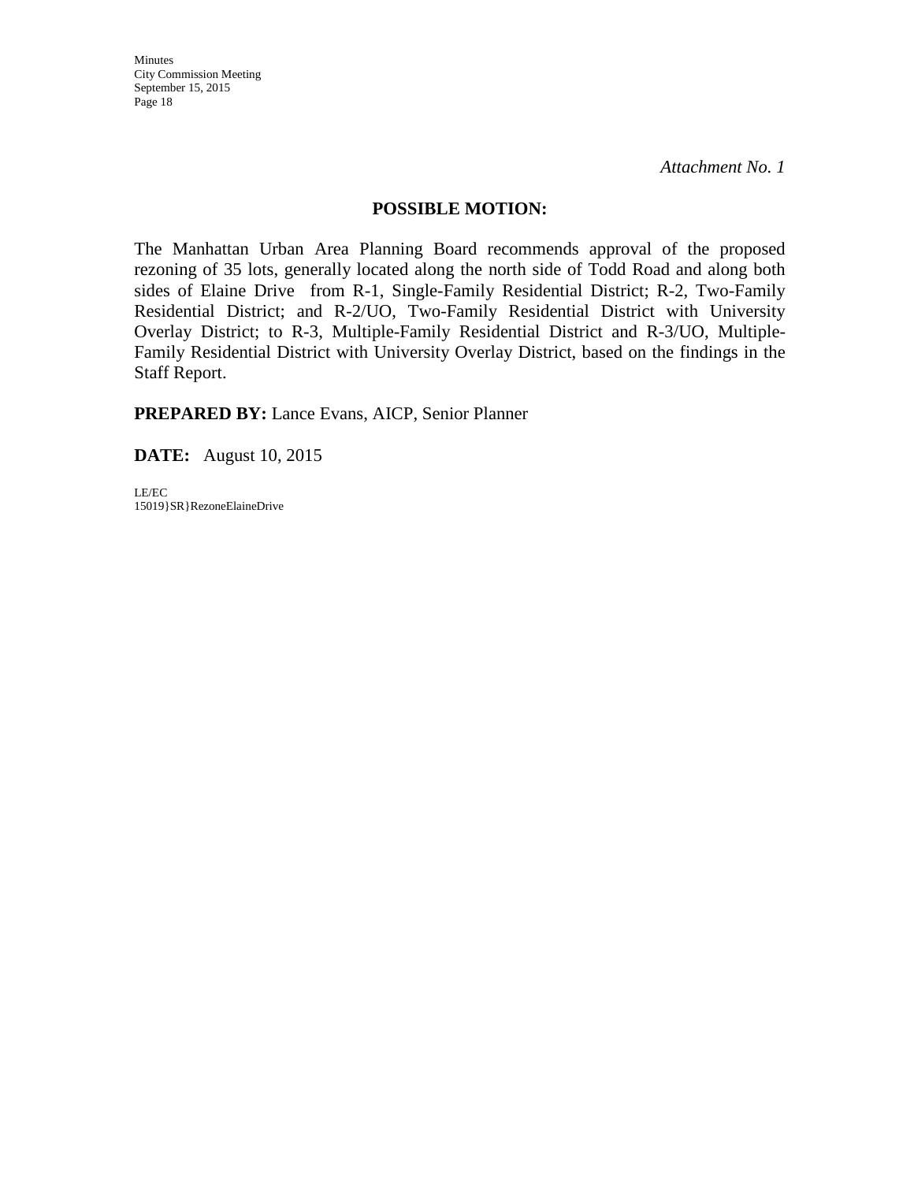*Attachment No. 1*

**POSSIBLE MOTION:**

The Manhattan Urban Area Planning Board recommends approval of the proposed rezoning of 35 lots, generally located along the north side of Todd Road and along both sides of Elaine Drive from R-1, Single-Family Residential District; R-2, Two-Family Residential District; and R-2/UO, Two-Family Residential District with University Overlay District; to R-3, Multiple-Family Residential District and R-3/UO, Multiple-Family Residential District with University Overlay District, based on the findings in the Staff Report.

**PREPARED BY:** Lance Evans, AICP, Senior Planner

**DATE:** August 10, 2015

LE/EC
15019}SR}RezoneElaineDrive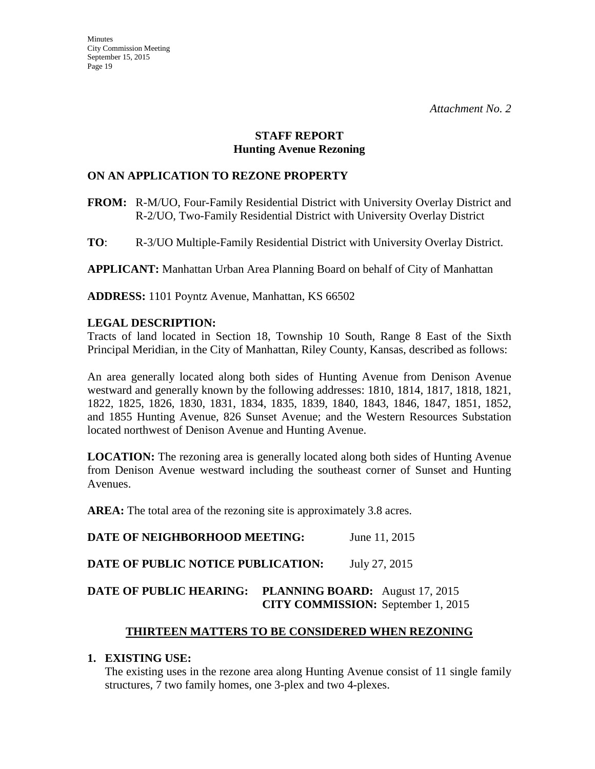*Attachment No. 2*

**STAFF REPORT**
**Hunting Avenue Rezoning**

## ON AN APPLICATION TO REZONE PROPERTY

**FROM:** R-M/UO, Four-Family Residential District with University Overlay District and R-2/UO, Two-Family Residential District with University Overlay District

**TO**: R-3/UO Multiple-Family Residential District with University Overlay District.

**APPLICANT:** Manhattan Urban Area Planning Board on behalf of City of Manhattan

**ADDRESS:** 1101 Poyntz Avenue, Manhattan, KS 66502

**LEGAL DESCRIPTION:**

Tracts of land located in Section 18, Township 10 South, Range 8 East of the Sixth Principal Meridian, in the City of Manhattan, Riley County, Kansas, described as follows:

An area generally located along both sides of Hunting Avenue from Denison Avenue westward and generally known by the following addresses: 1810, 1814, 1817, 1818, 1821, 1822, 1825, 1826, 1830, 1831, 1834, 1835, 1839, 1840, 1843, 1846, 1847, 1851, 1852, and 1855 Hunting Avenue, 826 Sunset Avenue; and the Western Resources Substation located northwest of Denison Avenue and Hunting Avenue.

**LOCATION:** The rezoning area is generally located along both sides of Hunting Avenue from Denison Avenue westward including the southeast corner of Sunset and Hunting Avenues.

**AREA:** The total area of the rezoning site is approximately 3.8 acres.

**DATE OF NEIGHBORHOOD MEETING:** June 11, 2015

**DATE OF PUBLIC NOTICE PUBLICATION:** July 27, 2015

**DATE OF PUBLIC HEARING:** **PLANNING BOARD:** August 17, 2015
**CITY COMMISSION:** September 1, 2015

## THIRTEEN MATTERS TO BE CONSIDERED WHEN REZONING

**1. EXISTING USE:**

The existing uses in the rezone area along Hunting Avenue consist of 11 single family structures, 7 two family homes, one 3-plex and two 4-plexes.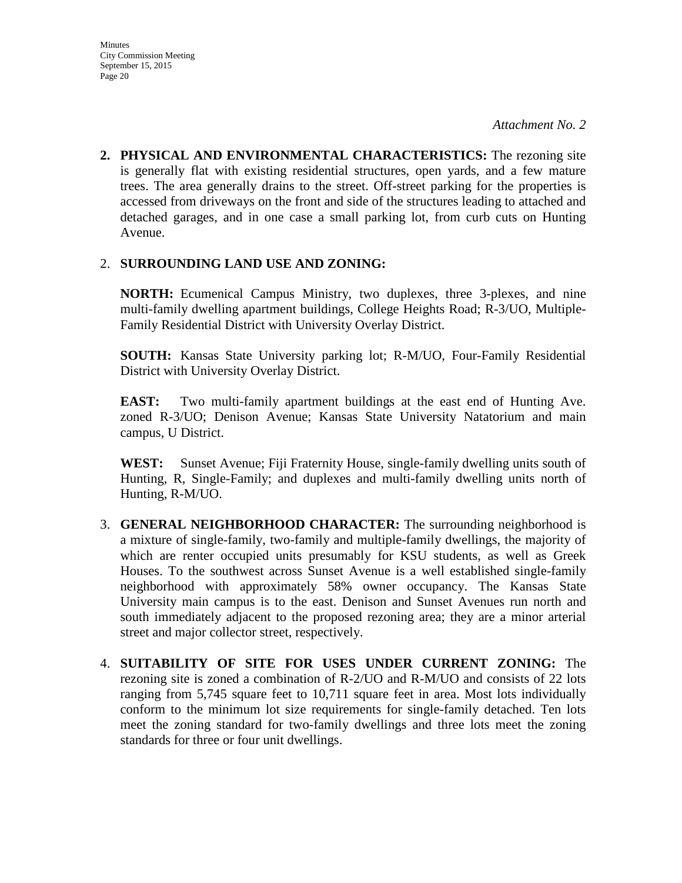*Attachment No. 2*

2. **PHYSICAL AND ENVIRONMENTAL CHARACTERISTICS:** The rezoning site is generally flat with existing residential structures, open yards, and a few mature trees. The area generally drains to the street. Off-street parking for the properties is accessed from driveways on the front and side of the structures leading to attached and detached garages, and in one case a small parking lot, from curb cuts on Hunting Avenue.

2. **SURROUNDING LAND USE AND ZONING:**

   **NORTH:** Ecumenical Campus Ministry, two duplexes, three 3-plexes, and nine multi-family dwelling apartment buildings, College Heights Road; R-3/UO, Multiple-Family Residential District with University Overlay District.

   **SOUTH:** Kansas State University parking lot; R-M/UO, Four-Family Residential District with University Overlay District.

   **EAST:** Two multi-family apartment buildings at the east end of Hunting Ave. zoned R-3/UO; Denison Avenue; Kansas State University Natatorium and main campus, U District.

   **WEST:** Sunset Avenue; Fiji Fraternity House, single-family dwelling units south of Hunting, R, Single-Family; and duplexes and multi-family dwelling units north of Hunting, R-M/UO.

3. **GENERAL NEIGHBORHOOD CHARACTER:** The surrounding neighborhood is a mixture of single-family, two-family and multiple-family dwellings, the majority of which are renter occupied units presumably for KSU students, as well as Greek Houses. To the southwest across Sunset Avenue is a well established single-family neighborhood with approximately 58% owner occupancy. The Kansas State University main campus is to the east. Denison and Sunset Avenues run north and south immediately adjacent to the proposed rezoning area; they are a minor arterial street and major collector street, respectively.

4. **SUITABILITY OF SITE FOR USES UNDER CURRENT ZONING:** The rezoning site is zoned a combination of R-2/UO and R-M/UO and consists of 22 lots ranging from 5,745 square feet to 10,711 square feet in area. Most lots individually conform to the minimum lot size requirements for single-family detached. Ten lots meet the zoning standard for two-family dwellings and three lots meet the zoning standards for three or four unit dwellings.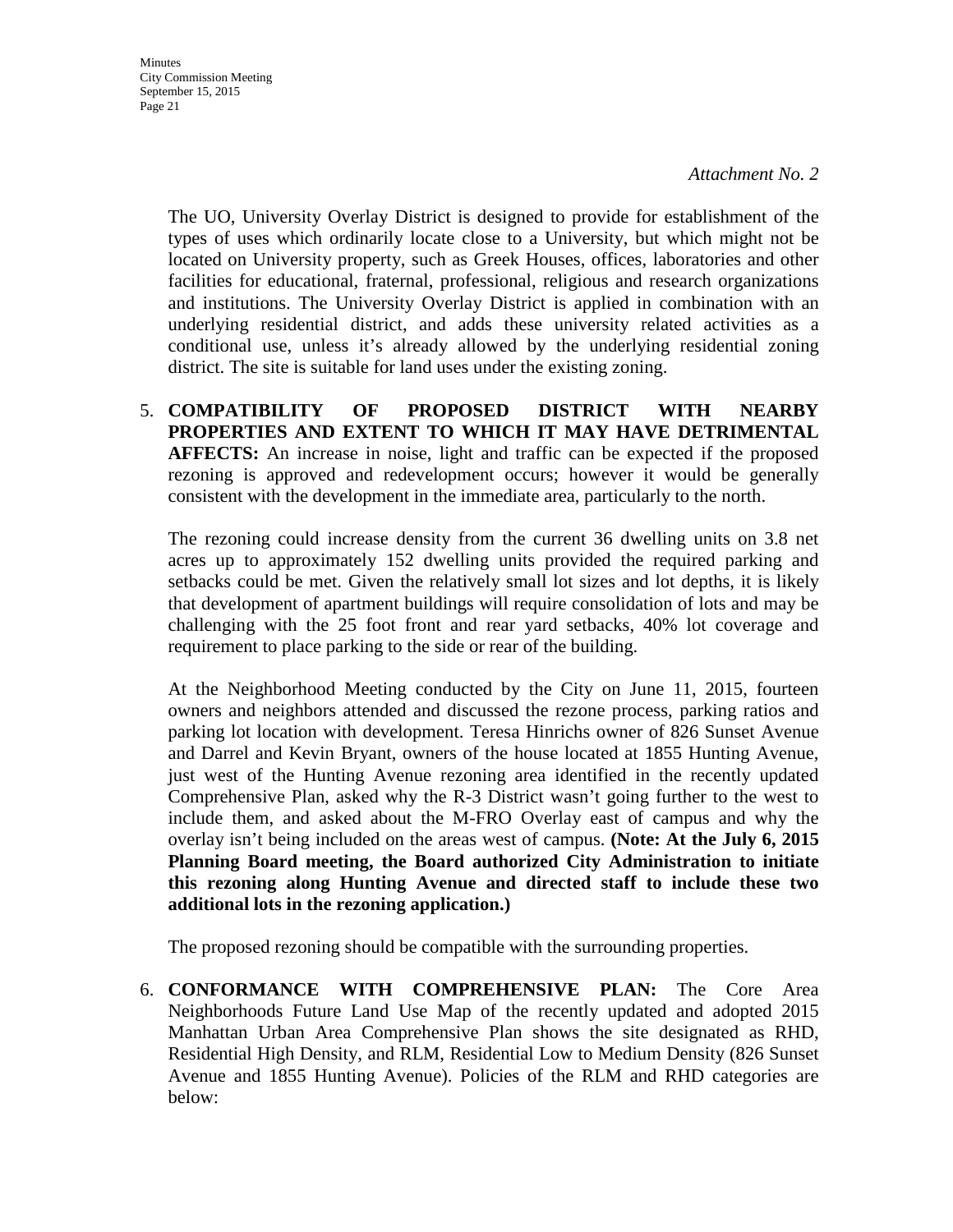*Attachment No. 2*

The UO, University Overlay District is designed to provide for establishment of the types of uses which ordinarily locate close to a University, but which might not be located on University property, such as Greek Houses, offices, laboratories and other facilities for educational, fraternal, professional, religious and research organizations and institutions. The University Overlay District is applied in combination with an underlying residential district, and adds these university related activities as a conditional use, unless it's already allowed by the underlying residential zoning district. The site is suitable for land uses under the existing zoning.

5. **COMPATIBILITY OF PROPOSED DISTRICT WITH NEARBY PROPERTIES AND EXTENT TO WHICH IT MAY HAVE DETRIMENTAL AFFECTS:** An increase in noise, light and traffic can be expected if the proposed rezoning is approved and redevelopment occurs; however it would be generally consistent with the development in the immediate area, particularly to the north.

   The rezoning could increase density from the current 36 dwelling units on 3.8 net acres up to approximately 152 dwelling units provided the required parking and setbacks could be met. Given the relatively small lot sizes and lot depths, it is likely that development of apartment buildings will require consolidation of lots and may be challenging with the 25 foot front and rear yard setbacks, 40% lot coverage and requirement to place parking to the side or rear of the building.

   At the Neighborhood Meeting conducted by the City on June 11, 2015, fourteen owners and neighbors attended and discussed the rezone process, parking ratios and parking lot location with development. Teresa Hinrichs owner of 826 Sunset Avenue and Darrel and Kevin Bryant, owners of the house located at 1855 Hunting Avenue, just west of the Hunting Avenue rezoning area identified in the recently updated Comprehensive Plan, asked why the R-3 District wasn't going further to the west to include them, and asked about the M-FRO Overlay east of campus and why the overlay isn't being included on the areas west of campus. **(Note: At the July 6, 2015 Planning Board meeting, the Board authorized City Administration to initiate this rezoning along Hunting Avenue and directed staff to include these two additional lots in the rezoning application.)**

   The proposed rezoning should be compatible with the surrounding properties.

6. **CONFORMANCE WITH COMPREHENSIVE PLAN:** The Core Area Neighborhoods Future Land Use Map of the recently updated and adopted 2015 Manhattan Urban Area Comprehensive Plan shows the site designated as RHD, Residential High Density, and RLM, Residential Low to Medium Density (826 Sunset Avenue and 1855 Hunting Avenue). Policies of the RLM and RHD categories are below: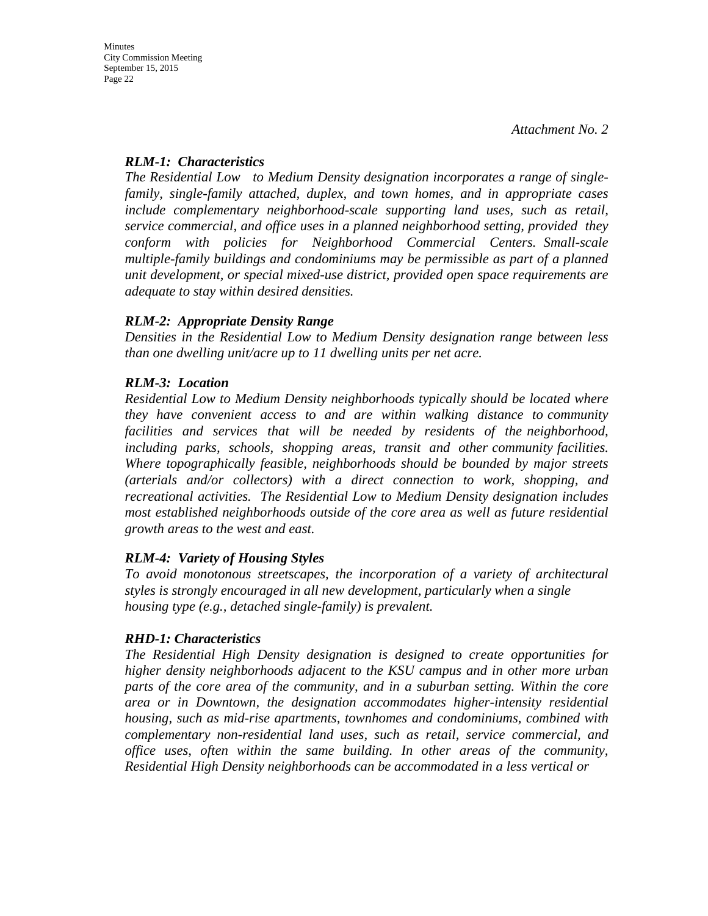*Attachment No. 2*

***RLM-1: Characteristics***

*The Residential Low to Medium Density designation incorporates a range of single-family, single-family attached, duplex, and town homes, and in appropriate cases include complementary neighborhood-scale supporting land uses, such as retail, service commercial, and office uses in a planned neighborhood setting, provided they conform with policies for Neighborhood Commercial Centers. Small-scale multiple-family buildings and condominiums may be permissible as part of a planned unit development, or special mixed-use district, provided open space requirements are adequate to stay within desired densities.*

***RLM-2: Appropriate Density Range***

*Densities in the Residential Low to Medium Density designation range between less than one dwelling unit/acre up to 11 dwelling units per net acre.*

***RLM-3: Location***

*Residential Low to Medium Density neighborhoods typically should be located where they have convenient access to and are within walking distance to community facilities and services that will be needed by residents of the neighborhood, including parks, schools, shopping areas, transit and other community facilities. Where topographically feasible, neighborhoods should be bounded by major streets (arterials and/or collectors) with a direct connection to work, shopping, and recreational activities. The Residential Low to Medium Density designation includes most established neighborhoods outside of the core area as well as future residential growth areas to the west and east.*

***RLM-4: Variety of Housing Styles***

*To avoid monotonous streetscapes, the incorporation of a variety of architectural styles is strongly encouraged in all new development, particularly when a single housing type (e.g., detached single-family) is prevalent.*

***RHD-1: Characteristics***

*The Residential High Density designation is designed to create opportunities for higher density neighborhoods adjacent to the KSU campus and in other more urban parts of the core area of the community, and in a suburban setting. Within the core area or in Downtown, the designation accommodates higher-intensity residential housing, such as mid-rise apartments, townhomes and condominiums, combined with complementary non-residential land uses, such as retail, service commercial, and office uses, often within the same building. In other areas of the community, Residential High Density neighborhoods can be accommodated in a less vertical or*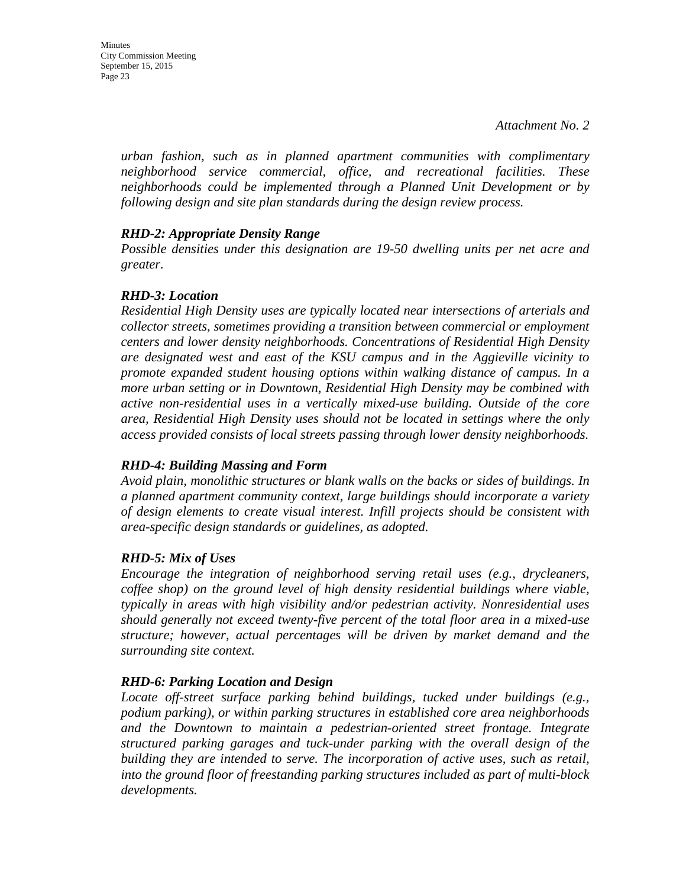*Attachment No. 2*

*urban fashion, such as in planned apartment communities with complimentary neighborhood service commercial, office, and recreational facilities. These neighborhoods could be implemented through a Planned Unit Development or by following design and site plan standards during the design review process.*

***RHD-2: Appropriate Density Range***

*Possible densities under this designation are 19-50 dwelling units per net acre and greater.*

***RHD-3: Location***

*Residential High Density uses are typically located near intersections of arterials and collector streets, sometimes providing a transition between commercial or employment centers and lower density neighborhoods. Concentrations of Residential High Density are designated west and east of the KSU campus and in the Aggieville vicinity to promote expanded student housing options within walking distance of campus. In a more urban setting or in Downtown, Residential High Density may be combined with active non-residential uses in a vertically mixed-use building. Outside of the core area, Residential High Density uses should not be located in settings where the only access provided consists of local streets passing through lower density neighborhoods.*

***RHD-4: Building Massing and Form***

*Avoid plain, monolithic structures or blank walls on the backs or sides of buildings. In a planned apartment community context, large buildings should incorporate a variety of design elements to create visual interest. Infill projects should be consistent with area-specific design standards or guidelines, as adopted.*

***RHD-5: Mix of Uses***

*Encourage the integration of neighborhood serving retail uses (e.g., drycleaners, coffee shop) on the ground level of high density residential buildings where viable, typically in areas with high visibility and/or pedestrian activity. Nonresidential uses should generally not exceed twenty-five percent of the total floor area in a mixed-use structure; however, actual percentages will be driven by market demand and the surrounding site context.*

***RHD-6: Parking Location and Design***

*Locate off-street surface parking behind buildings, tucked under buildings (e.g., podium parking), or within parking structures in established core area neighborhoods and the Downtown to maintain a pedestrian-oriented street frontage. Integrate structured parking garages and tuck-under parking with the overall design of the building they are intended to serve. The incorporation of active uses, such as retail, into the ground floor of freestanding parking structures included as part of multi-block developments.*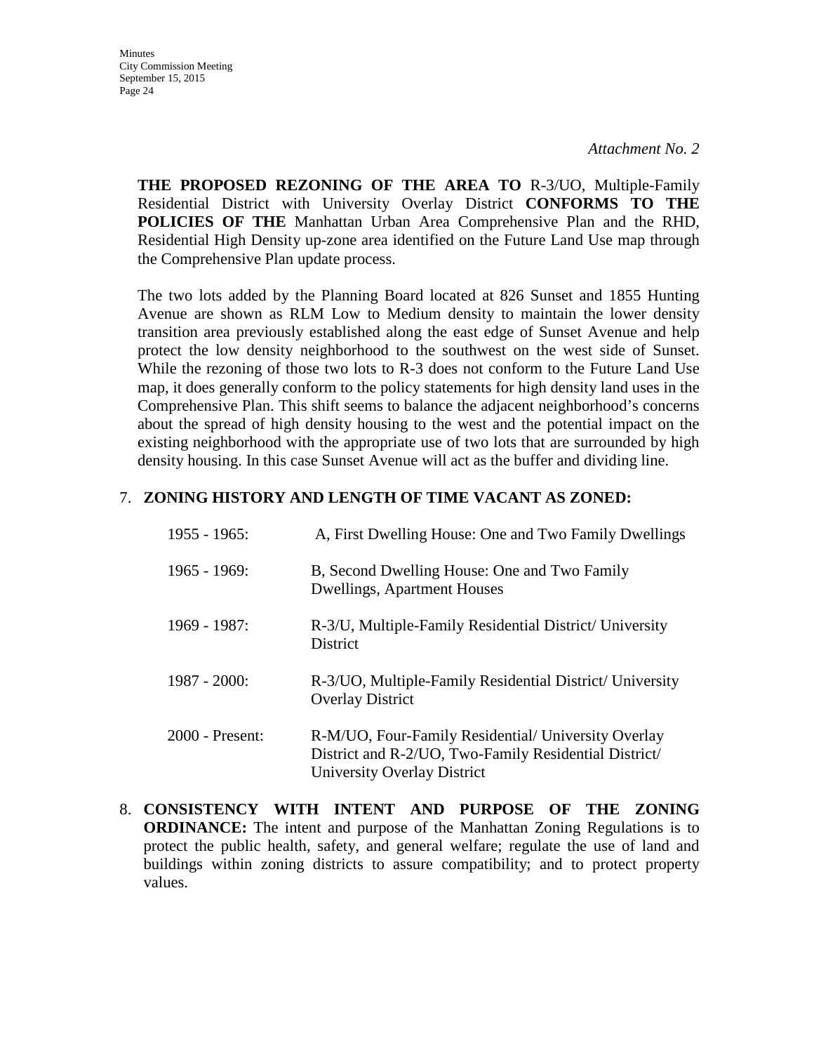*Attachment No. 2*

**THE PROPOSED REZONING OF THE AREA TO** R-3/UO, Multiple-Family Residential District with University Overlay District **CONFORMS TO THE POLICIES OF THE** Manhattan Urban Area Comprehensive Plan and the RHD, Residential High Density up-zone area identified on the Future Land Use map through the Comprehensive Plan update process.

The two lots added by the Planning Board located at 826 Sunset and 1855 Hunting Avenue are shown as RLM Low to Medium density to maintain the lower density transition area previously established along the east edge of Sunset Avenue and help protect the low density neighborhood to the southwest on the west side of Sunset. While the rezoning of those two lots to R-3 does not conform to the Future Land Use map, it does generally conform to the policy statements for high density land uses in the Comprehensive Plan. This shift seems to balance the adjacent neighborhood's concerns about the spread of high density housing to the west and the potential impact on the existing neighborhood with the appropriate use of two lots that are surrounded by high density housing. In this case Sunset Avenue will act as the buffer and dividing line.

7. **ZONING HISTORY AND LENGTH OF TIME VACANT AS ZONED:**

| | |
|---|---|
| 1955 - 1965: | A, First Dwelling House: One and Two Family Dwellings |
| 1965 - 1969: | B, Second Dwelling House: One and Two Family Dwellings, Apartment Houses |
| 1969 - 1987: | R-3/U, Multiple-Family Residential District/ University District |
| 1987 - 2000: | R-3/UO, Multiple-Family Residential District/ University Overlay District |
| 2000 - Present: | R-M/UO, Four-Family Residential/ University Overlay District and R-2/UO, Two-Family Residential District/ University Overlay District |

8. **CONSISTENCY WITH INTENT AND PURPOSE OF THE ZONING ORDINANCE:** The intent and purpose of the Manhattan Zoning Regulations is to protect the public health, safety, and general welfare; regulate the use of land and buildings within zoning districts to assure compatibility; and to protect property values.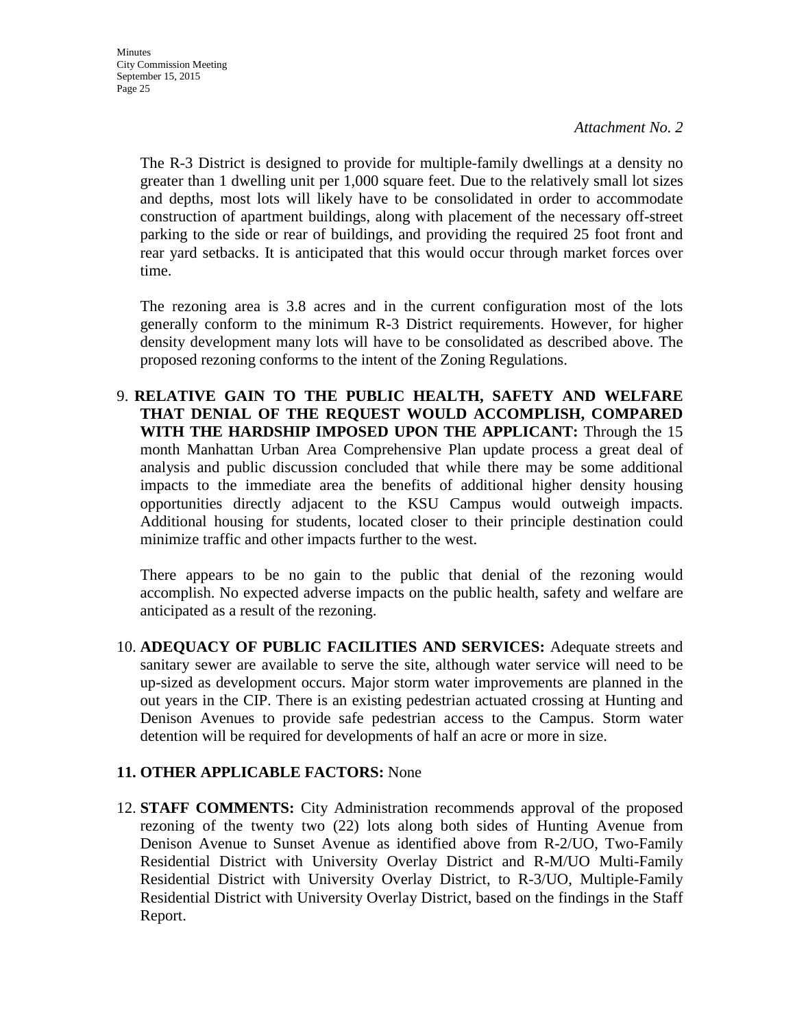*Attachment No. 2*

The R-3 District is designed to provide for multiple-family dwellings at a density no greater than 1 dwelling unit per 1,000 square feet. Due to the relatively small lot sizes and depths, most lots will likely have to be consolidated in order to accommodate construction of apartment buildings, along with placement of the necessary off-street parking to the side or rear of buildings, and providing the required 25 foot front and rear yard setbacks. It is anticipated that this would occur through market forces over time.

The rezoning area is 3.8 acres and in the current configuration most of the lots generally conform to the minimum R-3 District requirements. However, for higher density development many lots will have to be consolidated as described above. The proposed rezoning conforms to the intent of the Zoning Regulations.

9. **RELATIVE GAIN TO THE PUBLIC HEALTH, SAFETY AND WELFARE THAT DENIAL OF THE REQUEST WOULD ACCOMPLISH, COMPARED WITH THE HARDSHIP IMPOSED UPON THE APPLICANT:** Through the 15 month Manhattan Urban Area Comprehensive Plan update process a great deal of analysis and public discussion concluded that while there may be some additional impacts to the immediate area the benefits of additional higher density housing opportunities directly adjacent to the KSU Campus would outweigh impacts. Additional housing for students, located closer to their principle destination could minimize traffic and other impacts further to the west.

   There appears to be no gain to the public that denial of the rezoning would accomplish. No expected adverse impacts on the public health, safety and welfare are anticipated as a result of the rezoning.

10. **ADEQUACY OF PUBLIC FACILITIES AND SERVICES:** Adequate streets and sanitary sewer are available to serve the site, although water service will need to be up-sized as development occurs. Major storm water improvements are planned in the out years in the CIP. There is an existing pedestrian actuated crossing at Hunting and Denison Avenues to provide safe pedestrian access to the Campus. Storm water detention will be required for developments of half an acre or more in size.

11. **OTHER APPLICABLE FACTORS:** None

12. **STAFF COMMENTS:** City Administration recommends approval of the proposed rezoning of the twenty two (22) lots along both sides of Hunting Avenue from Denison Avenue to Sunset Avenue as identified above from R-2/UO, Two-Family Residential District with University Overlay District and R-M/UO Multi-Family Residential District with University Overlay District, to R-3/UO, Multiple-Family Residential District with University Overlay District, based on the findings in the Staff Report.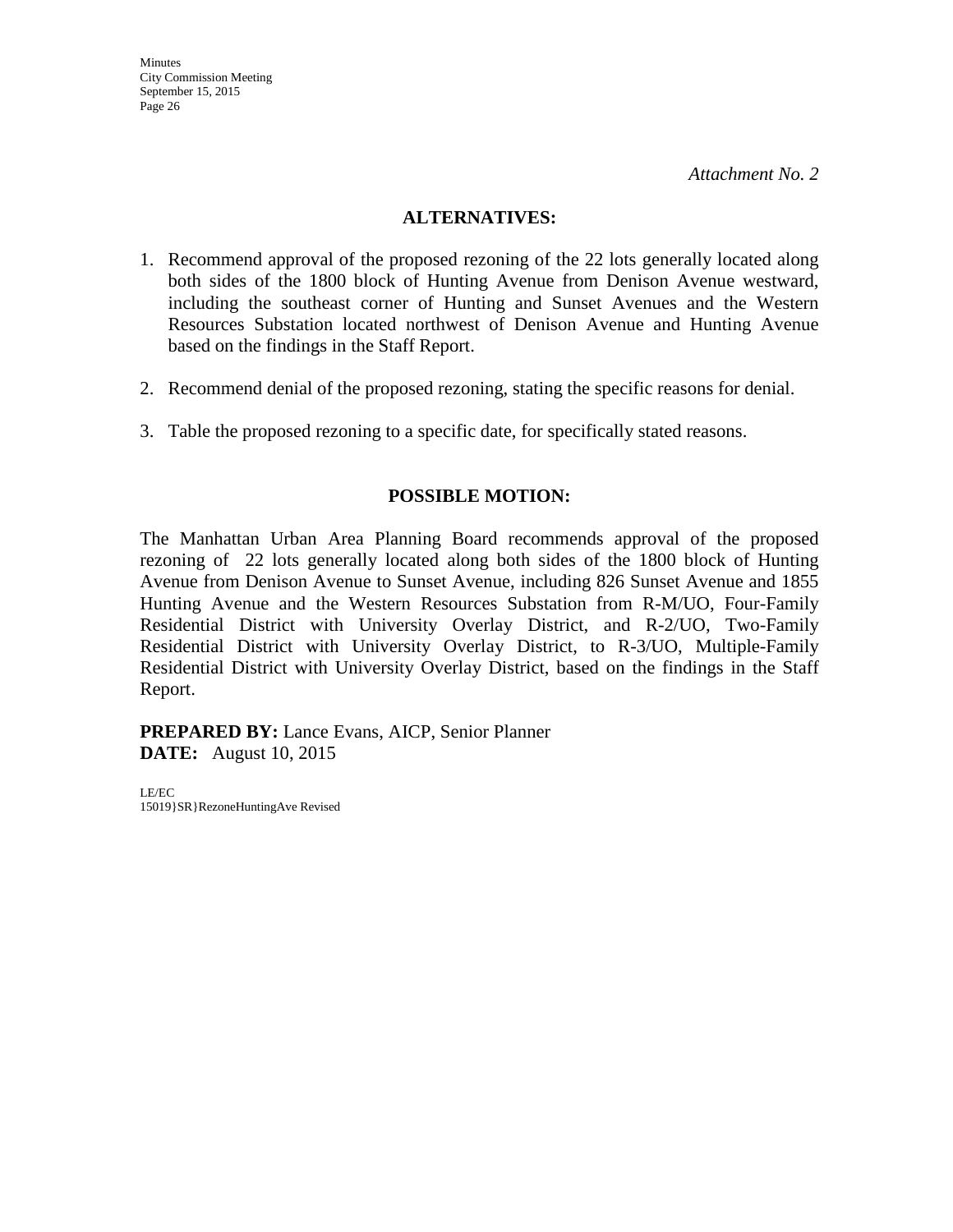*Attachment No. 2*

**ALTERNATIVES:**

1. Recommend approval of the proposed rezoning of the 22 lots generally located along both sides of the 1800 block of Hunting Avenue from Denison Avenue westward, including the southeast corner of Hunting and Sunset Avenues and the Western Resources Substation located northwest of Denison Avenue and Hunting Avenue based on the findings in the Staff Report.

2. Recommend denial of the proposed rezoning, stating the specific reasons for denial.

3. Table the proposed rezoning to a specific date, for specifically stated reasons.

**POSSIBLE MOTION:**

The Manhattan Urban Area Planning Board recommends approval of the proposed rezoning of 22 lots generally located along both sides of the 1800 block of Hunting Avenue from Denison Avenue to Sunset Avenue, including 826 Sunset Avenue and 1855 Hunting Avenue and the Western Resources Substation from R-M/UO, Four-Family Residential District with University Overlay District, and R-2/UO, Two-Family Residential District with University Overlay District, to R-3/UO, Multiple-Family Residential District with University Overlay District, based on the findings in the Staff Report.

**PREPARED BY:** Lance Evans, AICP, Senior Planner
**DATE:** August 10, 2015

LE/EC
15019}SR}RezoneHuntingAve Revised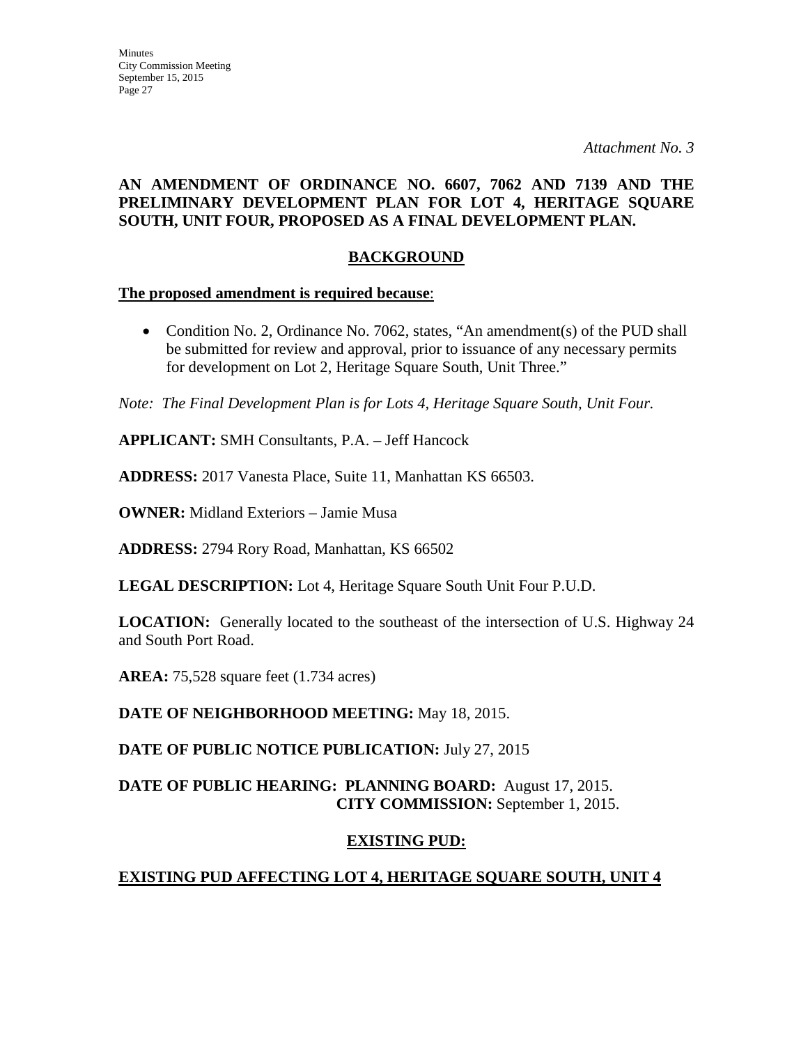*Attachment No. 3*

**AN AMENDMENT OF ORDINANCE NO. 6607, 7062 AND 7139 AND THE PRELIMINARY DEVELOPMENT PLAN FOR LOT 4, HERITAGE SQUARE SOUTH, UNIT FOUR, PROPOSED AS A FINAL DEVELOPMENT PLAN.**

## BACKGROUND

**The proposed amendment is required because**:

- Condition No. 2, Ordinance No. 7062, states, "An amendment(s) of the PUD shall be submitted for review and approval, prior to issuance of any necessary permits for development on Lot 2, Heritage Square South, Unit Three."

*Note: The Final Development Plan is for Lots 4, Heritage Square South, Unit Four.*

**APPLICANT:** SMH Consultants, P.A. – Jeff Hancock

**ADDRESS:** 2017 Vanesta Place, Suite 11, Manhattan KS 66503.

**OWNER:** Midland Exteriors – Jamie Musa

**ADDRESS:** 2794 Rory Road, Manhattan, KS 66502

**LEGAL DESCRIPTION:** Lot 4, Heritage Square South Unit Four P.U.D.

**LOCATION:** Generally located to the southeast of the intersection of U.S. Highway 24 and South Port Road.

**AREA:** 75,528 square feet (1.734 acres)

**DATE OF NEIGHBORHOOD MEETING:** May 18, 2015.

**DATE OF PUBLIC NOTICE PUBLICATION:** July 27, 2015

**DATE OF PUBLIC HEARING: PLANNING BOARD:** August 17, 2015.
**CITY COMMISSION:** September 1, 2015.

## EXISTING PUD:

**EXISTING PUD AFFECTING LOT 4, HERITAGE SQUARE SOUTH, UNIT 4**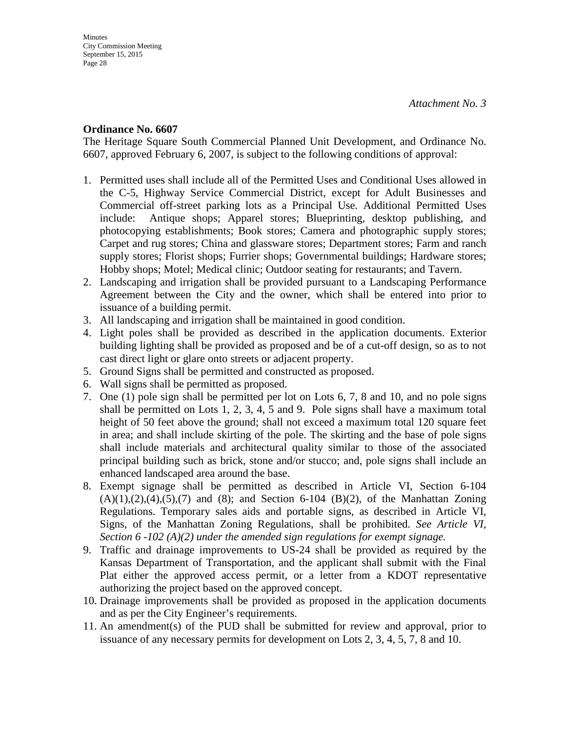*Attachment No. 3*

**Ordinance No. 6607**

The Heritage Square South Commercial Planned Unit Development, and Ordinance No. 6607, approved February 6, 2007, is subject to the following conditions of approval:

1. Permitted uses shall include all of the Permitted Uses and Conditional Uses allowed in the C-5, Highway Service Commercial District, except for Adult Businesses and Commercial off-street parking lots as a Principal Use. Additional Permitted Uses include: Antique shops; Apparel stores; Blueprinting, desktop publishing, and photocopying establishments; Book stores; Camera and photographic supply stores; Carpet and rug stores; China and glassware stores; Department stores; Farm and ranch supply stores; Florist shops; Furrier shops; Governmental buildings; Hardware stores; Hobby shops; Motel; Medical clinic; Outdoor seating for restaurants; and Tavern.
2. Landscaping and irrigation shall be provided pursuant to a Landscaping Performance Agreement between the City and the owner, which shall be entered into prior to issuance of a building permit.
3. All landscaping and irrigation shall be maintained in good condition.
4. Light poles shall be provided as described in the application documents. Exterior building lighting shall be provided as proposed and be of a cut-off design, so as to not cast direct light or glare onto streets or adjacent property.
5. Ground Signs shall be permitted and constructed as proposed.
6. Wall signs shall be permitted as proposed.
7. One (1) pole sign shall be permitted per lot on Lots 6, 7, 8 and 10, and no pole signs shall be permitted on Lots 1, 2, 3, 4, 5 and 9. Pole signs shall have a maximum total height of 50 feet above the ground; shall not exceed a maximum total 120 square feet in area; and shall include skirting of the pole. The skirting and the base of pole signs shall include materials and architectural quality similar to those of the associated principal building such as brick, stone and/or stucco; and, pole signs shall include an enhanced landscaped area around the base.
8. Exempt signage shall be permitted as described in Article VI, Section 6-104 (A)(1),(2),(4),(5),(7) and (8); and Section 6-104 (B)(2), of the Manhattan Zoning Regulations. Temporary sales aids and portable signs, as described in Article VI, Signs, of the Manhattan Zoning Regulations, shall be prohibited. *See Article VI, Section 6 -102 (A)(2) under the amended sign regulations for exempt signage.*
9. Traffic and drainage improvements to US-24 shall be provided as required by the Kansas Department of Transportation, and the applicant shall submit with the Final Plat either the approved access permit, or a letter from a KDOT representative authorizing the project based on the approved concept.
10. Drainage improvements shall be provided as proposed in the application documents and as per the City Engineer's requirements.
11. An amendment(s) of the PUD shall be submitted for review and approval, prior to issuance of any necessary permits for development on Lots 2, 3, 4, 5, 7, 8 and 10.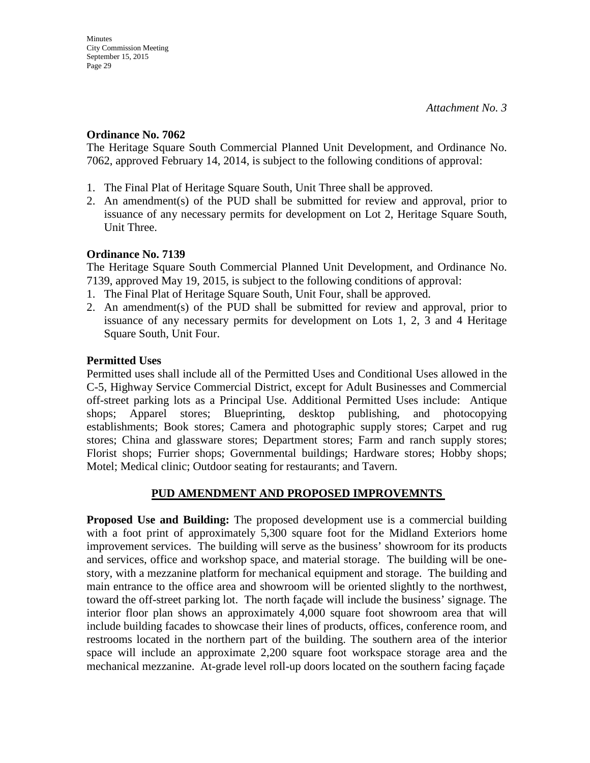*Attachment No. 3*

**Ordinance No. 7062**

The Heritage Square South Commercial Planned Unit Development, and Ordinance No. 7062, approved February 14, 2014, is subject to the following conditions of approval:

1. The Final Plat of Heritage Square South, Unit Three shall be approved.
2. An amendment(s) of the PUD shall be submitted for review and approval, prior to issuance of any necessary permits for development on Lot 2, Heritage Square South, Unit Three.

**Ordinance No. 7139**

The Heritage Square South Commercial Planned Unit Development, and Ordinance No. 7139, approved May 19, 2015, is subject to the following conditions of approval:

1. The Final Plat of Heritage Square South, Unit Four, shall be approved.
2. An amendment(s) of the PUD shall be submitted for review and approval, prior to issuance of any necessary permits for development on Lots 1, 2, 3 and 4 Heritage Square South, Unit Four.

**Permitted Uses**

Permitted uses shall include all of the Permitted Uses and Conditional Uses allowed in the C-5, Highway Service Commercial District, except for Adult Businesses and Commercial off-street parking lots as a Principal Use. Additional Permitted Uses include: Antique shops; Apparel stores; Blueprinting, desktop publishing, and photocopying establishments; Book stores; Camera and photographic supply stores; Carpet and rug stores; China and glassware stores; Department stores; Farm and ranch supply stores; Florist shops; Furrier shops; Governmental buildings; Hardware stores; Hobby shops; Motel; Medical clinic; Outdoor seating for restaurants; and Tavern.

**PUD AMENDMENT AND PROPOSED IMPROVEMNTS**

**Proposed Use and Building:** The proposed development use is a commercial building with a foot print of approximately 5,300 square foot for the Midland Exteriors home improvement services. The building will serve as the business' showroom for its products and services, office and workshop space, and material storage. The building will be one-story, with a mezzanine platform for mechanical equipment and storage. The building and main entrance to the office area and showroom will be oriented slightly to the northwest, toward the off-street parking lot. The north façade will include the business' signage. The interior floor plan shows an approximately 4,000 square foot showroom area that will include building facades to showcase their lines of products, offices, conference room, and restrooms located in the northern part of the building. The southern area of the interior space will include an approximate 2,200 square foot workspace storage area and the mechanical mezzanine. At-grade level roll-up doors located on the southern facing façade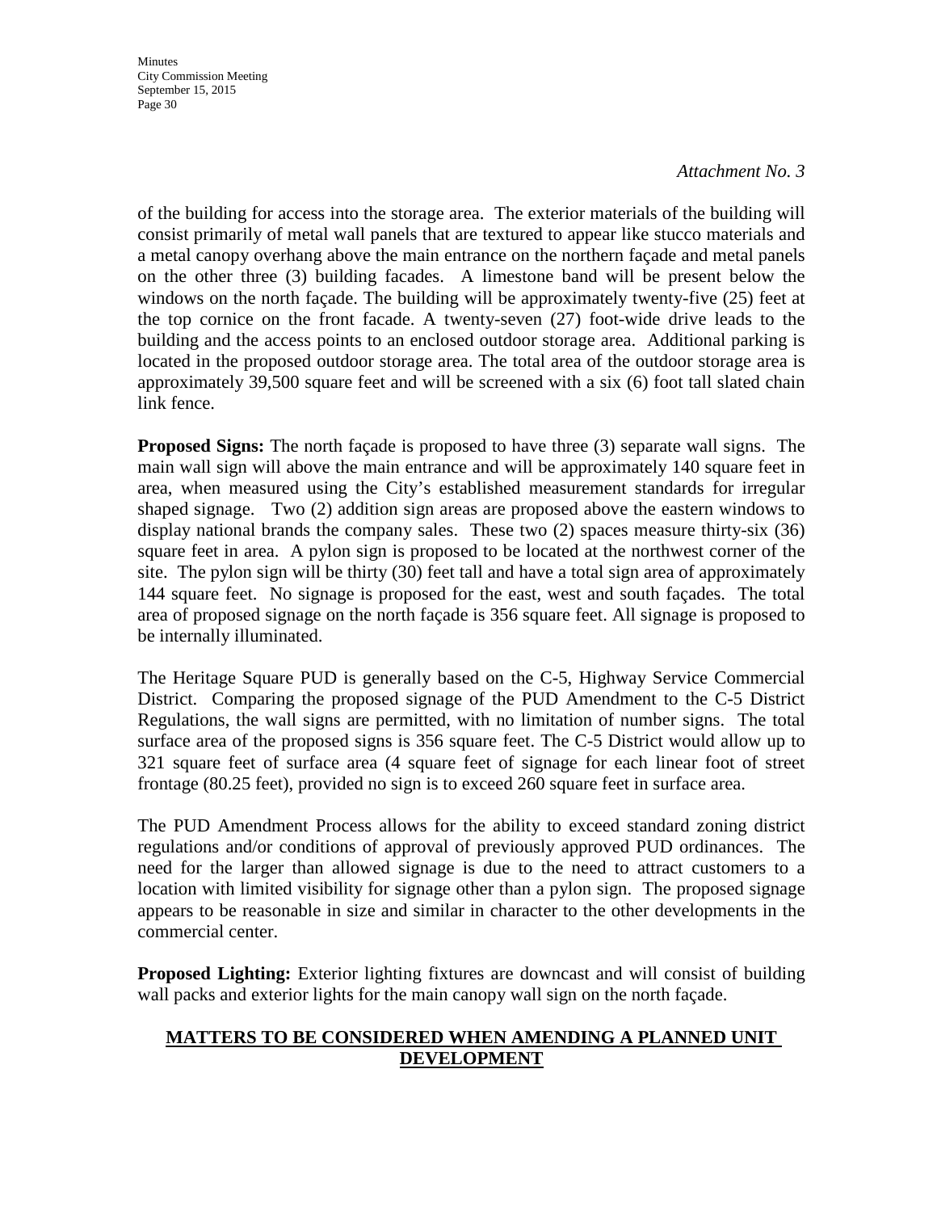*Attachment No. 3*

of the building for access into the storage area. The exterior materials of the building will consist primarily of metal wall panels that are textured to appear like stucco materials and a metal canopy overhang above the main entrance on the northern façade and metal panels on the other three (3) building facades. A limestone band will be present below the windows on the north façade. The building will be approximately twenty-five (25) feet at the top cornice on the front facade. A twenty-seven (27) foot-wide drive leads to the building and the access points to an enclosed outdoor storage area. Additional parking is located in the proposed outdoor storage area. The total area of the outdoor storage area is approximately 39,500 square feet and will be screened with a six (6) foot tall slated chain link fence.

**Proposed Signs:** The north façade is proposed to have three (3) separate wall signs. The main wall sign will above the main entrance and will be approximately 140 square feet in area, when measured using the City's established measurement standards for irregular shaped signage. Two (2) addition sign areas are proposed above the eastern windows to display national brands the company sales. These two (2) spaces measure thirty-six (36) square feet in area. A pylon sign is proposed to be located at the northwest corner of the site. The pylon sign will be thirty (30) feet tall and have a total sign area of approximately 144 square feet. No signage is proposed for the east, west and south façades. The total area of proposed signage on the north façade is 356 square feet. All signage is proposed to be internally illuminated.

The Heritage Square PUD is generally based on the C-5, Highway Service Commercial District. Comparing the proposed signage of the PUD Amendment to the C-5 District Regulations, the wall signs are permitted, with no limitation of number signs. The total surface area of the proposed signs is 356 square feet. The C-5 District would allow up to 321 square feet of surface area (4 square feet of signage for each linear foot of street frontage (80.25 feet), provided no sign is to exceed 260 square feet in surface area.

The PUD Amendment Process allows for the ability to exceed standard zoning district regulations and/or conditions of approval of previously approved PUD ordinances. The need for the larger than allowed signage is due to the need to attract customers to a location with limited visibility for signage other than a pylon sign. The proposed signage appears to be reasonable in size and similar in character to the other developments in the commercial center.

**Proposed Lighting:** Exterior lighting fixtures are downcast and will consist of building wall packs and exterior lights for the main canopy wall sign on the north façade.

## MATTERS TO BE CONSIDERED WHEN AMENDING A PLANNED UNIT DEVELOPMENT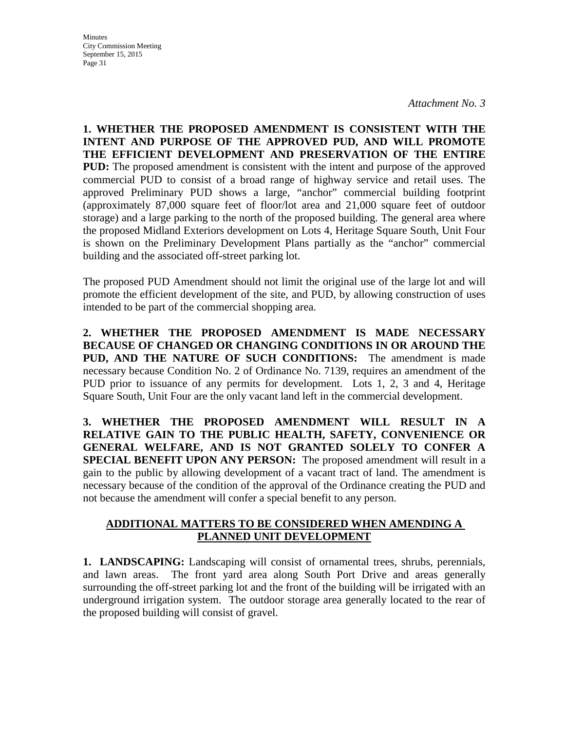*Attachment No. 3*

**1. WHETHER THE PROPOSED AMENDMENT IS CONSISTENT WITH THE INTENT AND PURPOSE OF THE APPROVED PUD, AND WILL PROMOTE THE EFFICIENT DEVELOPMENT AND PRESERVATION OF THE ENTIRE PUD:** The proposed amendment is consistent with the intent and purpose of the approved commercial PUD to consist of a broad range of highway service and retail uses. The approved Preliminary PUD shows a large, "anchor" commercial building footprint (approximately 87,000 square feet of floor/lot area and 21,000 square feet of outdoor storage) and a large parking to the north of the proposed building. The general area where the proposed Midland Exteriors development on Lots 4, Heritage Square South, Unit Four is shown on the Preliminary Development Plans partially as the "anchor" commercial building and the associated off-street parking lot.

The proposed PUD Amendment should not limit the original use of the large lot and will promote the efficient development of the site, and PUD, by allowing construction of uses intended to be part of the commercial shopping area.

**2. WHETHER THE PROPOSED AMENDMENT IS MADE NECESSARY BECAUSE OF CHANGED OR CHANGING CONDITIONS IN OR AROUND THE PUD, AND THE NATURE OF SUCH CONDITIONS:** The amendment is made necessary because Condition No. 2 of Ordinance No. 7139, requires an amendment of the PUD prior to issuance of any permits for development. Lots 1, 2, 3 and 4, Heritage Square South, Unit Four are the only vacant land left in the commercial development.

**3. WHETHER THE PROPOSED AMENDMENT WILL RESULT IN A RELATIVE GAIN TO THE PUBLIC HEALTH, SAFETY, CONVENIENCE OR GENERAL WELFARE, AND IS NOT GRANTED SOLELY TO CONFER A SPECIAL BENEFIT UPON ANY PERSON:** The proposed amendment will result in a gain to the public by allowing development of a vacant tract of land. The amendment is necessary because of the condition of the approval of the Ordinance creating the PUD and not because the amendment will confer a special benefit to any person.

## ADDITIONAL MATTERS TO BE CONSIDERED WHEN AMENDING A PLANNED UNIT DEVELOPMENT

**1. LANDSCAPING:** Landscaping will consist of ornamental trees, shrubs, perennials, and lawn areas. The front yard area along South Port Drive and areas generally surrounding the off-street parking lot and the front of the building will be irrigated with an underground irrigation system. The outdoor storage area generally located to the rear of the proposed building will consist of gravel.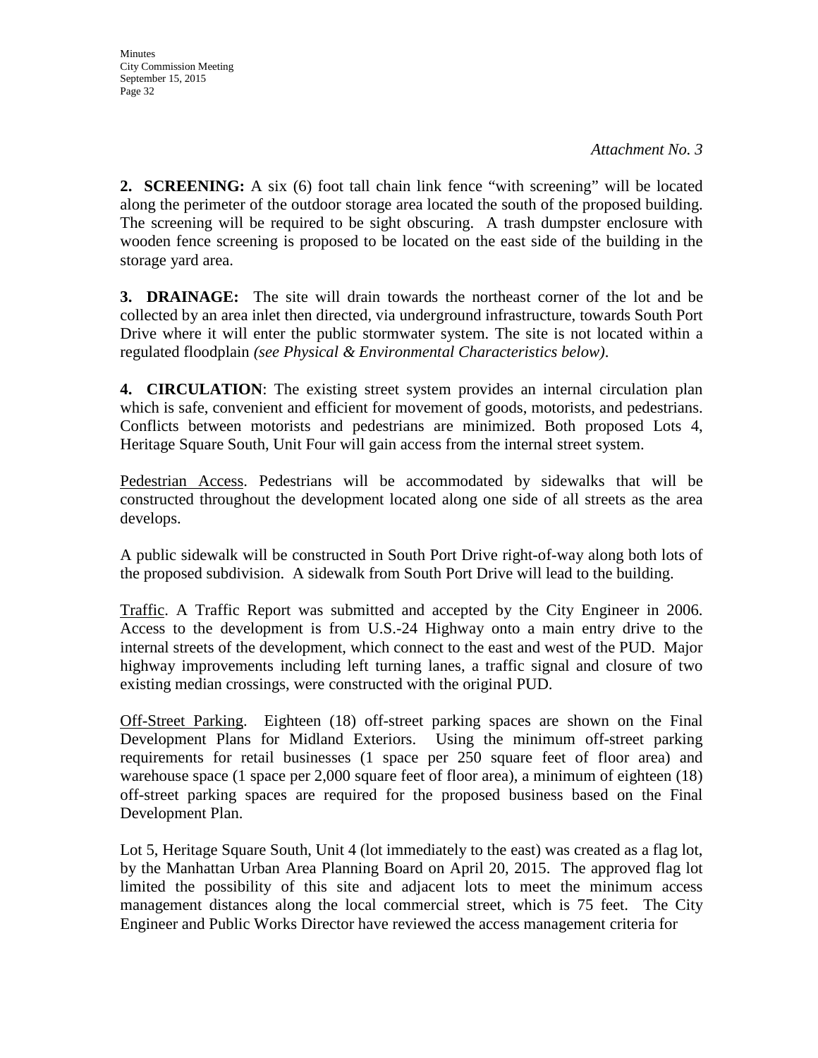*Attachment No. 3*

**2. SCREENING:** A six (6) foot tall chain link fence "with screening" will be located along the perimeter of the outdoor storage area located the south of the proposed building. The screening will be required to be sight obscuring. A trash dumpster enclosure with wooden fence screening is proposed to be located on the east side of the building in the storage yard area.

**3. DRAINAGE:** The site will drain towards the northeast corner of the lot and be collected by an area inlet then directed, via underground infrastructure, towards South Port Drive where it will enter the public stormwater system. The site is not located within a regulated floodplain *(see Physical & Environmental Characteristics below)*.

**4. CIRCULATION**: The existing street system provides an internal circulation plan which is safe, convenient and efficient for movement of goods, motorists, and pedestrians. Conflicts between motorists and pedestrians are minimized. Both proposed Lots 4, Heritage Square South, Unit Four will gain access from the internal street system.

Pedestrian Access. Pedestrians will be accommodated by sidewalks that will be constructed throughout the development located along one side of all streets as the area develops.

A public sidewalk will be constructed in South Port Drive right-of-way along both lots of the proposed subdivision. A sidewalk from South Port Drive will lead to the building.

Traffic. A Traffic Report was submitted and accepted by the City Engineer in 2006. Access to the development is from U.S.-24 Highway onto a main entry drive to the internal streets of the development, which connect to the east and west of the PUD. Major highway improvements including left turning lanes, a traffic signal and closure of two existing median crossings, were constructed with the original PUD.

Off-Street Parking. Eighteen (18) off-street parking spaces are shown on the Final Development Plans for Midland Exteriors. Using the minimum off-street parking requirements for retail businesses (1 space per 250 square feet of floor area) and warehouse space (1 space per 2,000 square feet of floor area), a minimum of eighteen (18) off-street parking spaces are required for the proposed business based on the Final Development Plan.

Lot 5, Heritage Square South, Unit 4 (lot immediately to the east) was created as a flag lot, by the Manhattan Urban Area Planning Board on April 20, 2015. The approved flag lot limited the possibility of this site and adjacent lots to meet the minimum access management distances along the local commercial street, which is 75 feet. The City Engineer and Public Works Director have reviewed the access management criteria for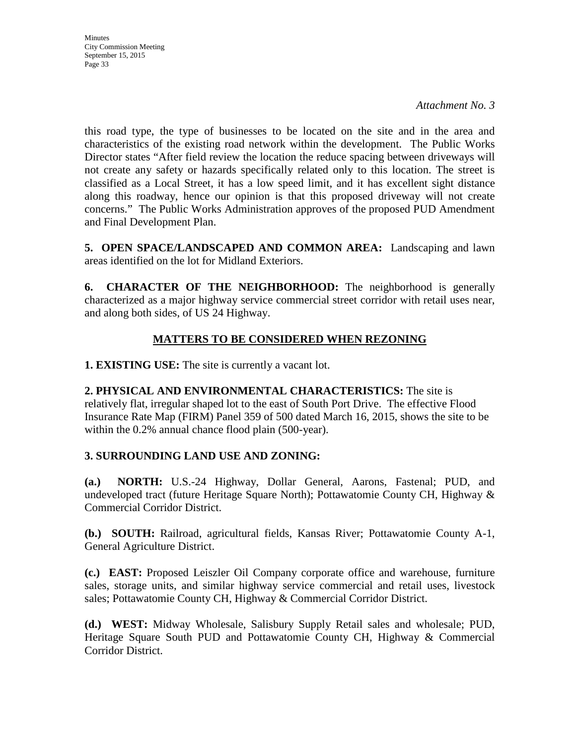*Attachment No. 3*

this road type, the type of businesses to be located on the site and in the area and characteristics of the existing road network within the development. The Public Works Director states "After field review the location the reduce spacing between driveways will not create any safety or hazards specifically related only to this location. The street is classified as a Local Street, it has a low speed limit, and it has excellent sight distance along this roadway, hence our opinion is that this proposed driveway will not create concerns." The Public Works Administration approves of the proposed PUD Amendment and Final Development Plan.

**5. OPEN SPACE/LANDSCAPED AND COMMON AREA:** Landscaping and lawn areas identified on the lot for Midland Exteriors.

**6. CHARACTER OF THE NEIGHBORHOOD:** The neighborhood is generally characterized as a major highway service commercial street corridor with retail uses near, and along both sides, of US 24 Highway.

## MATTERS TO BE CONSIDERED WHEN REZONING

**1. EXISTING USE:** The site is currently a vacant lot.

**2. PHYSICAL AND ENVIRONMENTAL CHARACTERISTICS:** The site is relatively flat, irregular shaped lot to the east of South Port Drive. The effective Flood Insurance Rate Map (FIRM) Panel 359 of 500 dated March 16, 2015, shows the site to be within the 0.2% annual chance flood plain (500-year).

**3. SURROUNDING LAND USE AND ZONING:**

**(a.) NORTH:** U.S.-24 Highway, Dollar General, Aarons, Fastenal; PUD, and undeveloped tract (future Heritage Square North); Pottawatomie County CH, Highway & Commercial Corridor District.

**(b.) SOUTH:** Railroad, agricultural fields, Kansas River; Pottawatomie County A-1, General Agriculture District.

**(c.) EAST:** Proposed Leiszler Oil Company corporate office and warehouse, furniture sales, storage units, and similar highway service commercial and retail uses, livestock sales; Pottawatomie County CH, Highway & Commercial Corridor District.

**(d.) WEST:** Midway Wholesale, Salisbury Supply Retail sales and wholesale; PUD, Heritage Square South PUD and Pottawatomie County CH, Highway & Commercial Corridor District.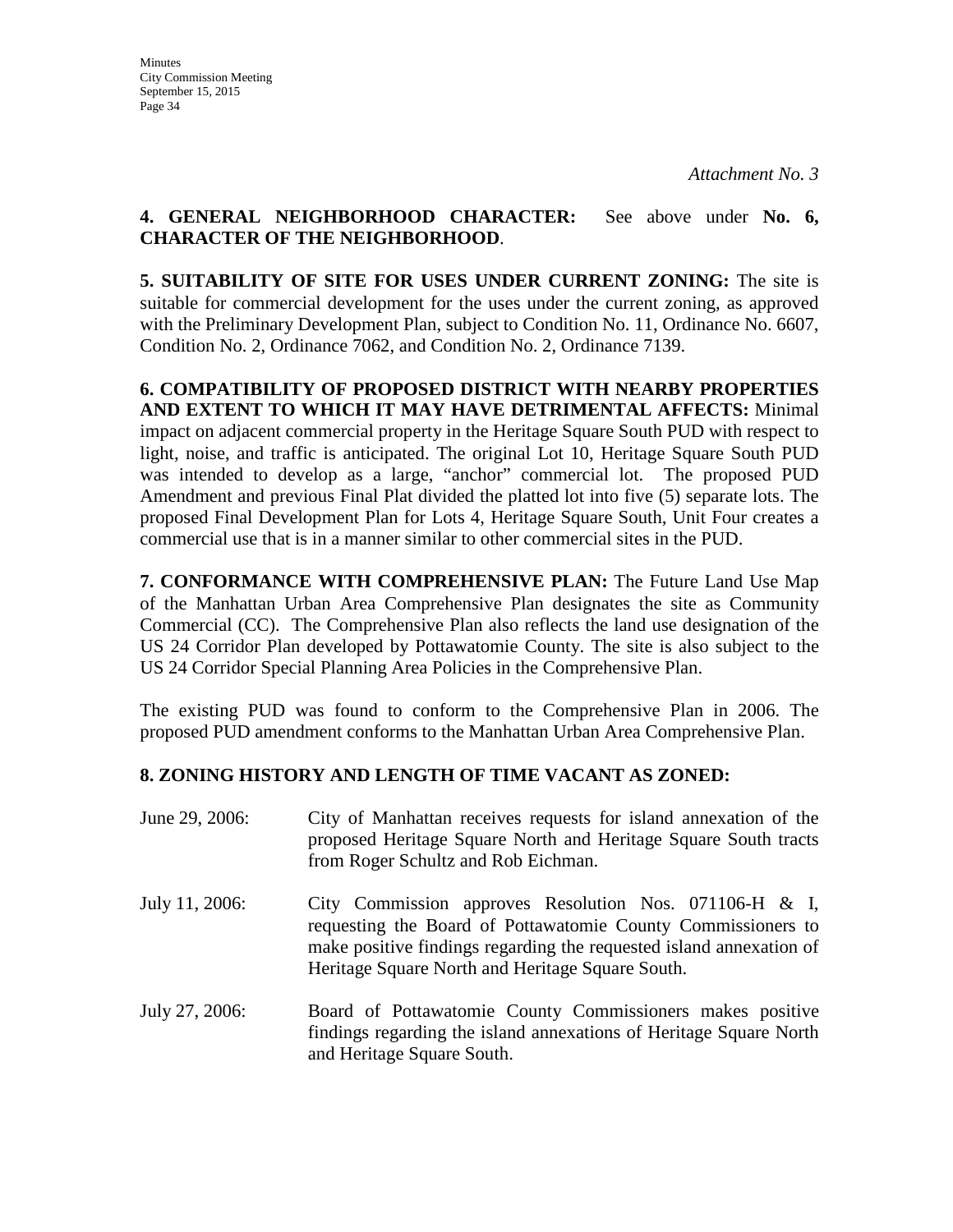*Attachment No. 3*

**4. GENERAL NEIGHBORHOOD CHARACTER:** See above under **No. 6, CHARACTER OF THE NEIGHBORHOOD**.

**5. SUITABILITY OF SITE FOR USES UNDER CURRENT ZONING:** The site is suitable for commercial development for the uses under the current zoning, as approved with the Preliminary Development Plan, subject to Condition No. 11, Ordinance No. 6607, Condition No. 2, Ordinance 7062, and Condition No. 2, Ordinance 7139.

**6. COMPATIBILITY OF PROPOSED DISTRICT WITH NEARBY PROPERTIES AND EXTENT TO WHICH IT MAY HAVE DETRIMENTAL AFFECTS:** Minimal impact on adjacent commercial property in the Heritage Square South PUD with respect to light, noise, and traffic is anticipated. The original Lot 10, Heritage Square South PUD was intended to develop as a large, "anchor" commercial lot. The proposed PUD Amendment and previous Final Plat divided the platted lot into five (5) separate lots. The proposed Final Development Plan for Lots 4, Heritage Square South, Unit Four creates a commercial use that is in a manner similar to other commercial sites in the PUD.

**7. CONFORMANCE WITH COMPREHENSIVE PLAN:** The Future Land Use Map of the Manhattan Urban Area Comprehensive Plan designates the site as Community Commercial (CC). The Comprehensive Plan also reflects the land use designation of the US 24 Corridor Plan developed by Pottawatomie County. The site is also subject to the US 24 Corridor Special Planning Area Policies in the Comprehensive Plan.

The existing PUD was found to conform to the Comprehensive Plan in 2006. The proposed PUD amendment conforms to the Manhattan Urban Area Comprehensive Plan.

**8. ZONING HISTORY AND LENGTH OF TIME VACANT AS ZONED:**

June 29, 2006: City of Manhattan receives requests for island annexation of the proposed Heritage Square North and Heritage Square South tracts from Roger Schultz and Rob Eichman.

July 11, 2006: City Commission approves Resolution Nos. 071106-H & I, requesting the Board of Pottawatomie County Commissioners to make positive findings regarding the requested island annexation of Heritage Square North and Heritage Square South.

July 27, 2006: Board of Pottawatomie County Commissioners makes positive findings regarding the island annexations of Heritage Square North and Heritage Square South.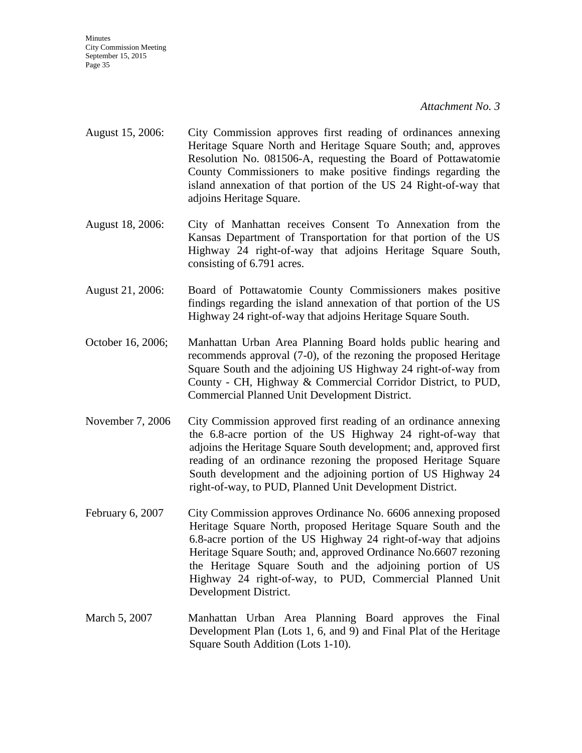*Attachment No. 3*

August 15, 2006: City Commission approves first reading of ordinances annexing Heritage Square North and Heritage Square South; and, approves Resolution No. 081506-A, requesting the Board of Pottawatomie County Commissioners to make positive findings regarding the island annexation of that portion of the US 24 Right-of-way that adjoins Heritage Square.

August 18, 2006: City of Manhattan receives Consent To Annexation from the Kansas Department of Transportation for that portion of the US Highway 24 right-of-way that adjoins Heritage Square South, consisting of 6.791 acres.

August 21, 2006: Board of Pottawatomie County Commissioners makes positive findings regarding the island annexation of that portion of the US Highway 24 right-of-way that adjoins Heritage Square South.

October 16, 2006; Manhattan Urban Area Planning Board holds public hearing and recommends approval (7-0), of the rezoning the proposed Heritage Square South and the adjoining US Highway 24 right-of-way from County - CH, Highway & Commercial Corridor District, to PUD, Commercial Planned Unit Development District.

November 7, 2006 City Commission approved first reading of an ordinance annexing the 6.8-acre portion of the US Highway 24 right-of-way that adjoins the Heritage Square South development; and, approved first reading of an ordinance rezoning the proposed Heritage Square South development and the adjoining portion of US Highway 24 right-of-way, to PUD, Planned Unit Development District.

February 6, 2007 City Commission approves Ordinance No. 6606 annexing proposed Heritage Square North, proposed Heritage Square South and the 6.8-acre portion of the US Highway 24 right-of-way that adjoins Heritage Square South; and, approved Ordinance No.6607 rezoning the Heritage Square South and the adjoining portion of US Highway 24 right-of-way, to PUD, Commercial Planned Unit Development District.

March 5, 2007 Manhattan Urban Area Planning Board approves the Final Development Plan (Lots 1, 6, and 9) and Final Plat of the Heritage Square South Addition (Lots 1-10).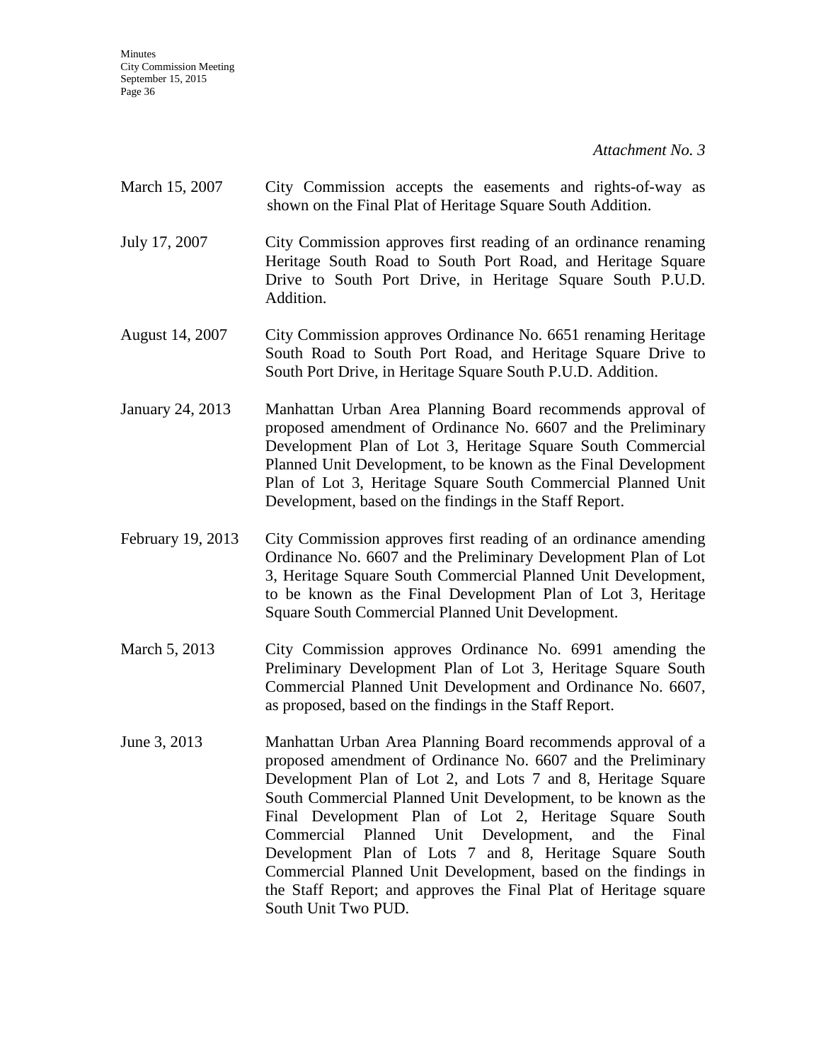*Attachment No. 3*

March 15, 2007 City Commission accepts the easements and rights-of-way as shown on the Final Plat of Heritage Square South Addition.

July 17, 2007 City Commission approves first reading of an ordinance renaming Heritage South Road to South Port Road, and Heritage Square Drive to South Port Drive, in Heritage Square South P.U.D. Addition.

August 14, 2007 City Commission approves Ordinance No. 6651 renaming Heritage South Road to South Port Road, and Heritage Square Drive to South Port Drive, in Heritage Square South P.U.D. Addition.

January 24, 2013 Manhattan Urban Area Planning Board recommends approval of proposed amendment of Ordinance No. 6607 and the Preliminary Development Plan of Lot 3, Heritage Square South Commercial Planned Unit Development, to be known as the Final Development Plan of Lot 3, Heritage Square South Commercial Planned Unit Development, based on the findings in the Staff Report.

February 19, 2013 City Commission approves first reading of an ordinance amending Ordinance No. 6607 and the Preliminary Development Plan of Lot 3, Heritage Square South Commercial Planned Unit Development, to be known as the Final Development Plan of Lot 3, Heritage Square South Commercial Planned Unit Development.

March 5, 2013 City Commission approves Ordinance No. 6991 amending the Preliminary Development Plan of Lot 3, Heritage Square South Commercial Planned Unit Development and Ordinance No. 6607, as proposed, based on the findings in the Staff Report.

June 3, 2013 Manhattan Urban Area Planning Board recommends approval of a proposed amendment of Ordinance No. 6607 and the Preliminary Development Plan of Lot 2, and Lots 7 and 8, Heritage Square South Commercial Planned Unit Development, to be known as the Final Development Plan of Lot 2, Heritage Square South Commercial Planned Unit Development, and the Final Development Plan of Lots 7 and 8, Heritage Square South Commercial Planned Unit Development, based on the findings in the Staff Report; and approves the Final Plat of Heritage square South Unit Two PUD.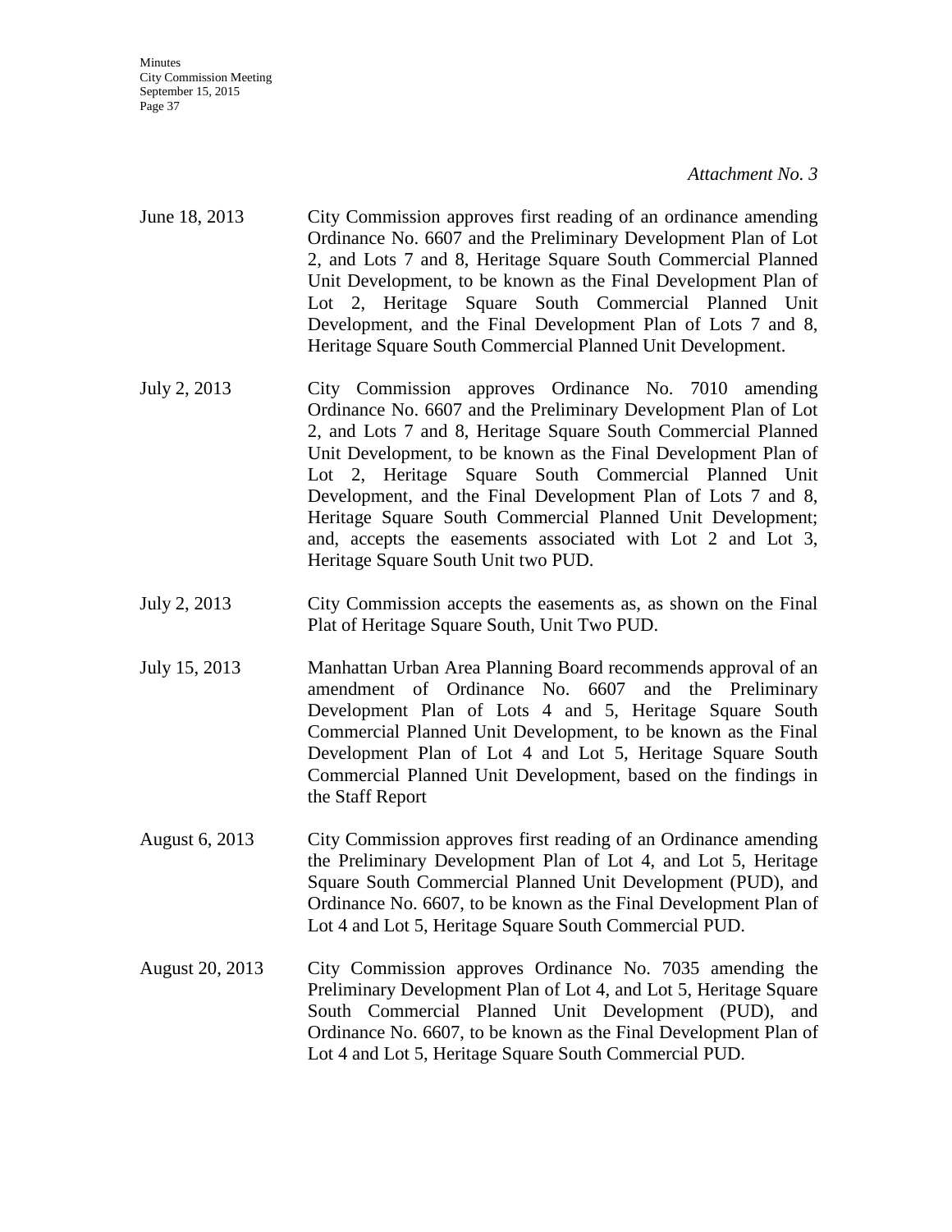*Attachment No. 3*

| | |
|---|---|
| June 18, 2013 | City Commission approves first reading of an ordinance amending Ordinance No. 6607 and the Preliminary Development Plan of Lot 2, and Lots 7 and 8, Heritage Square South Commercial Planned Unit Development, to be known as the Final Development Plan of Lot 2, Heritage Square South Commercial Planned Unit Development, and the Final Development Plan of Lots 7 and 8, Heritage Square South Commercial Planned Unit Development. |
| July 2, 2013 | City Commission approves Ordinance No. 7010 amending Ordinance No. 6607 and the Preliminary Development Plan of Lot 2, and Lots 7 and 8, Heritage Square South Commercial Planned Unit Development, to be known as the Final Development Plan of Lot 2, Heritage Square South Commercial Planned Unit Development, and the Final Development Plan of Lots 7 and 8, Heritage Square South Commercial Planned Unit Development; and, accepts the easements associated with Lot 2 and Lot 3, Heritage Square South Unit two PUD. |
| July 2, 2013 | City Commission accepts the easements as, as shown on the Final Plat of Heritage Square South, Unit Two PUD. |
| July 15, 2013 | Manhattan Urban Area Planning Board recommends approval of an amendment of Ordinance No. 6607 and the Preliminary Development Plan of Lots 4 and 5, Heritage Square South Commercial Planned Unit Development, to be known as the Final Development Plan of Lot 4 and Lot 5, Heritage Square South Commercial Planned Unit Development, based on the findings in the Staff Report |
| August 6, 2013 | City Commission approves first reading of an Ordinance amending the Preliminary Development Plan of Lot 4, and Lot 5, Heritage Square South Commercial Planned Unit Development (PUD), and Ordinance No. 6607, to be known as the Final Development Plan of Lot 4 and Lot 5, Heritage Square South Commercial PUD. |
| August 20, 2013 | City Commission approves Ordinance No. 7035 amending the Preliminary Development Plan of Lot 4, and Lot 5, Heritage Square South Commercial Planned Unit Development (PUD), and Ordinance No. 6607, to be known as the Final Development Plan of Lot 4 and Lot 5, Heritage Square South Commercial PUD. |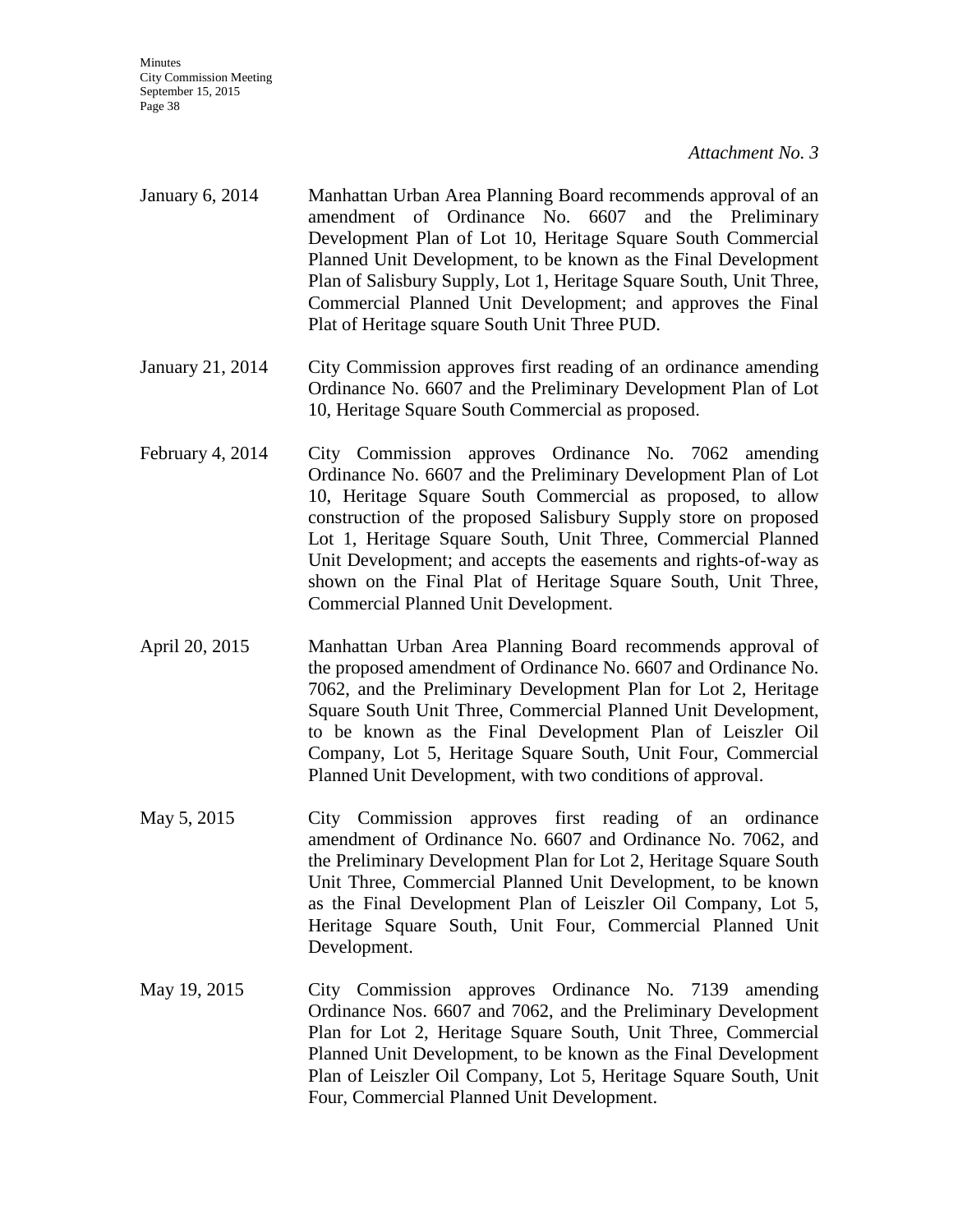*Attachment No. 3*

| | |
|---|---|
| January 6, 2014 | Manhattan Urban Area Planning Board recommends approval of an amendment of Ordinance No. 6607 and the Preliminary Development Plan of Lot 10, Heritage Square South Commercial Planned Unit Development, to be known as the Final Development Plan of Salisbury Supply, Lot 1, Heritage Square South, Unit Three, Commercial Planned Unit Development; and approves the Final Plat of Heritage square South Unit Three PUD. |
| January 21, 2014 | City Commission approves first reading of an ordinance amending Ordinance No. 6607 and the Preliminary Development Plan of Lot 10, Heritage Square South Commercial as proposed. |
| February 4, 2014 | City Commission approves Ordinance No. 7062 amending Ordinance No. 6607 and the Preliminary Development Plan of Lot 10, Heritage Square South Commercial as proposed, to allow construction of the proposed Salisbury Supply store on proposed Lot 1, Heritage Square South, Unit Three, Commercial Planned Unit Development; and accepts the easements and rights-of-way as shown on the Final Plat of Heritage Square South, Unit Three, Commercial Planned Unit Development. |
| April 20, 2015 | Manhattan Urban Area Planning Board recommends approval of the proposed amendment of Ordinance No. 6607 and Ordinance No. 7062, and the Preliminary Development Plan for Lot 2, Heritage Square South Unit Three, Commercial Planned Unit Development, to be known as the Final Development Plan of Leiszler Oil Company, Lot 5, Heritage Square South, Unit Four, Commercial Planned Unit Development, with two conditions of approval. |
| May 5, 2015 | City Commission approves first reading of an ordinance amendment of Ordinance No. 6607 and Ordinance No. 7062, and the Preliminary Development Plan for Lot 2, Heritage Square South Unit Three, Commercial Planned Unit Development, to be known as the Final Development Plan of Leiszler Oil Company, Lot 5, Heritage Square South, Unit Four, Commercial Planned Unit Development. |
| May 19, 2015 | City Commission approves Ordinance No. 7139 amending Ordinance Nos. 6607 and 7062, and the Preliminary Development Plan for Lot 2, Heritage Square South, Unit Three, Commercial Planned Unit Development, to be known as the Final Development Plan of Leiszler Oil Company, Lot 5, Heritage Square South, Unit Four, Commercial Planned Unit Development. |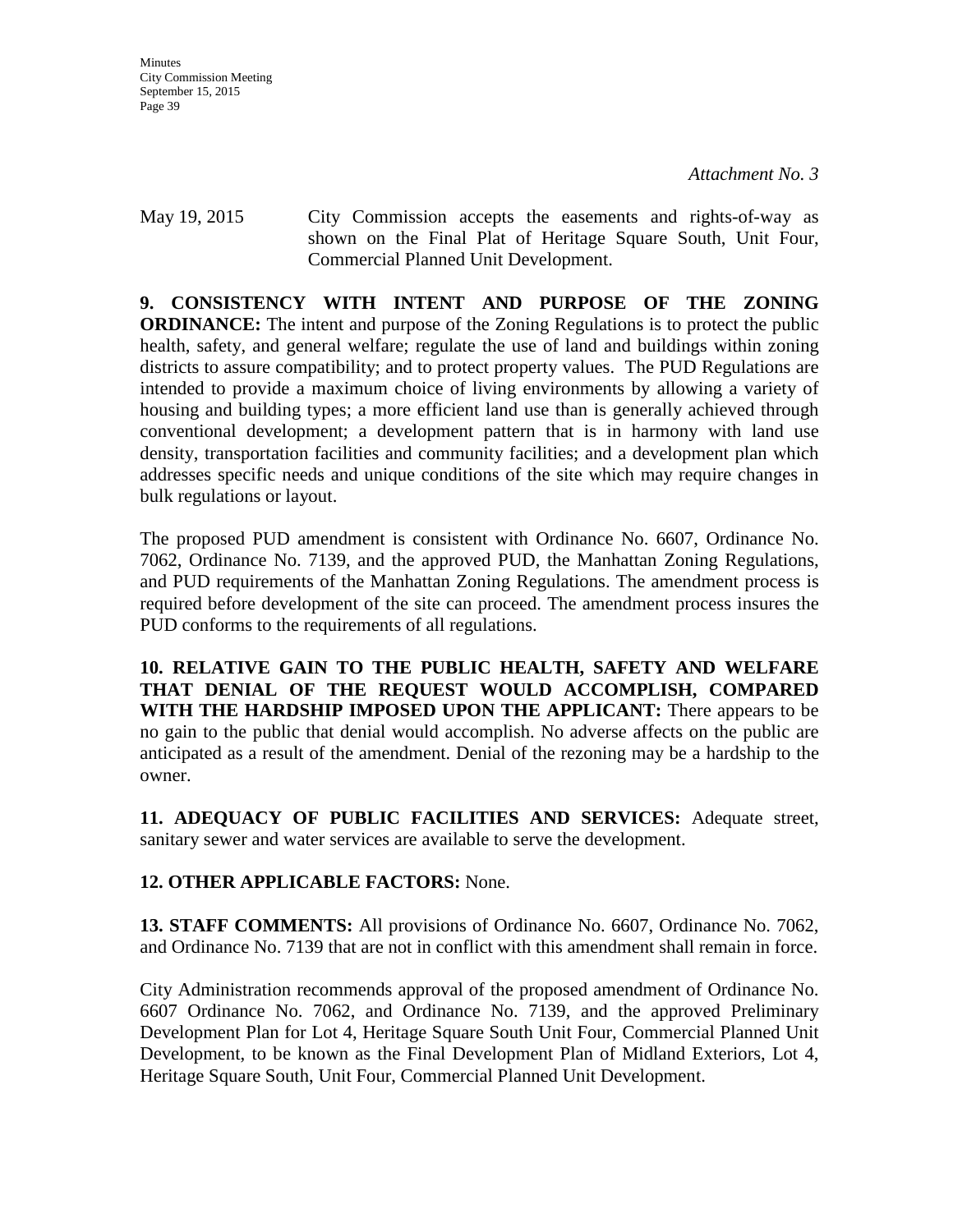*Attachment No. 3*

May 19, 2015 City Commission accepts the easements and rights-of-way as shown on the Final Plat of Heritage Square South, Unit Four, Commercial Planned Unit Development.

**9. CONSISTENCY WITH INTENT AND PURPOSE OF THE ZONING ORDINANCE:** The intent and purpose of the Zoning Regulations is to protect the public health, safety, and general welfare; regulate the use of land and buildings within zoning districts to assure compatibility; and to protect property values. The PUD Regulations are intended to provide a maximum choice of living environments by allowing a variety of housing and building types; a more efficient land use than is generally achieved through conventional development; a development pattern that is in harmony with land use density, transportation facilities and community facilities; and a development plan which addresses specific needs and unique conditions of the site which may require changes in bulk regulations or layout.

The proposed PUD amendment is consistent with Ordinance No. 6607, Ordinance No. 7062, Ordinance No. 7139, and the approved PUD, the Manhattan Zoning Regulations, and PUD requirements of the Manhattan Zoning Regulations. The amendment process is required before development of the site can proceed. The amendment process insures the PUD conforms to the requirements of all regulations.

**10. RELATIVE GAIN TO THE PUBLIC HEALTH, SAFETY AND WELFARE THAT DENIAL OF THE REQUEST WOULD ACCOMPLISH, COMPARED WITH THE HARDSHIP IMPOSED UPON THE APPLICANT:** There appears to be no gain to the public that denial would accomplish. No adverse affects on the public are anticipated as a result of the amendment. Denial of the rezoning may be a hardship to the owner.

**11. ADEQUACY OF PUBLIC FACILITIES AND SERVICES:** Adequate street, sanitary sewer and water services are available to serve the development.

**12. OTHER APPLICABLE FACTORS:** None.

**13. STAFF COMMENTS:** All provisions of Ordinance No. 6607, Ordinance No. 7062, and Ordinance No. 7139 that are not in conflict with this amendment shall remain in force.

City Administration recommends approval of the proposed amendment of Ordinance No. 6607 Ordinance No. 7062, and Ordinance No. 7139, and the approved Preliminary Development Plan for Lot 4, Heritage Square South Unit Four, Commercial Planned Unit Development, to be known as the Final Development Plan of Midland Exteriors, Lot 4, Heritage Square South, Unit Four, Commercial Planned Unit Development.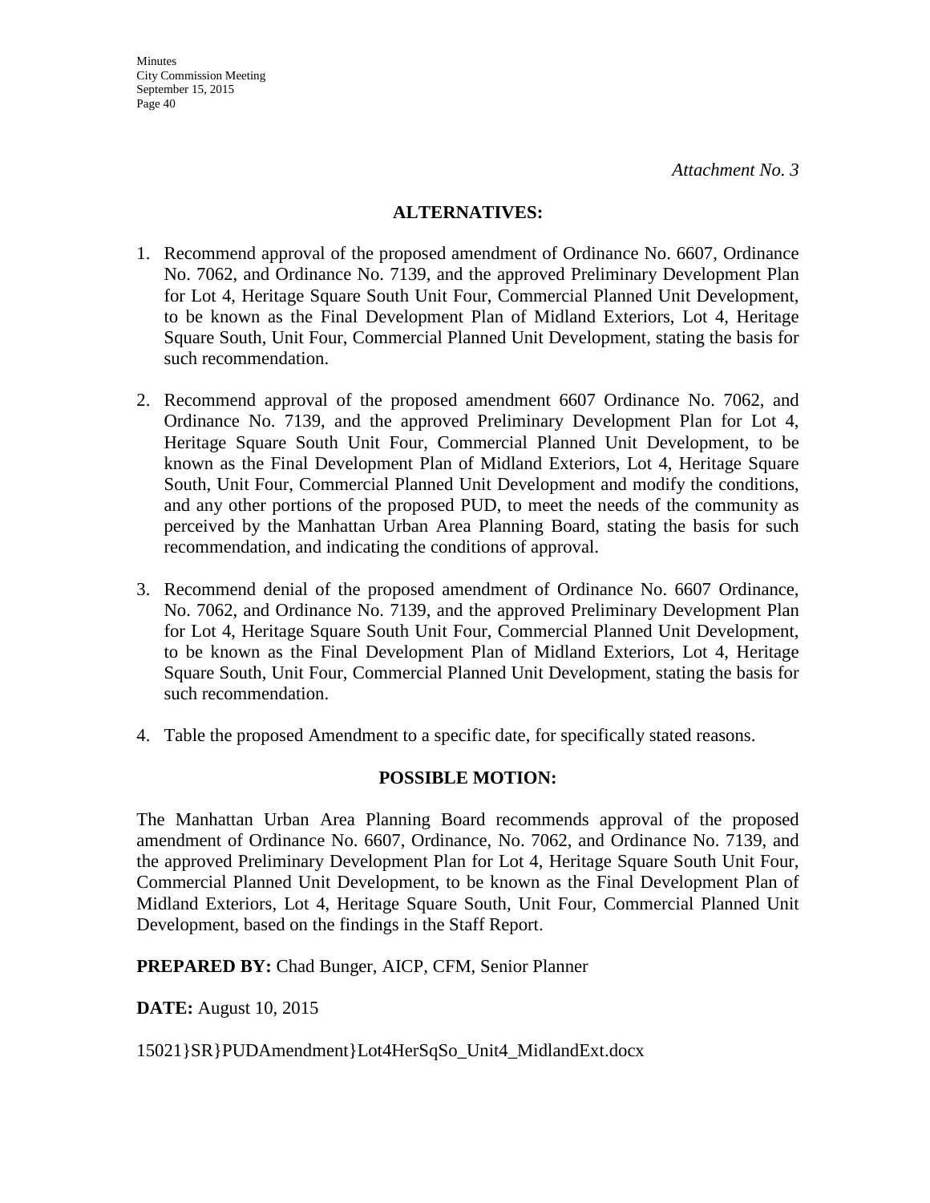*Attachment No. 3*

## ALTERNATIVES:

1. Recommend approval of the proposed amendment of Ordinance No. 6607, Ordinance No. 7062, and Ordinance No. 7139, and the approved Preliminary Development Plan for Lot 4, Heritage Square South Unit Four, Commercial Planned Unit Development, to be known as the Final Development Plan of Midland Exteriors, Lot 4, Heritage Square South, Unit Four, Commercial Planned Unit Development, stating the basis for such recommendation.

2. Recommend approval of the proposed amendment 6607 Ordinance No. 7062, and Ordinance No. 7139, and the approved Preliminary Development Plan for Lot 4, Heritage Square South Unit Four, Commercial Planned Unit Development, to be known as the Final Development Plan of Midland Exteriors, Lot 4, Heritage Square South, Unit Four, Commercial Planned Unit Development and modify the conditions, and any other portions of the proposed PUD, to meet the needs of the community as perceived by the Manhattan Urban Area Planning Board, stating the basis for such recommendation, and indicating the conditions of approval.

3. Recommend denial of the proposed amendment of Ordinance No. 6607 Ordinance, No. 7062, and Ordinance No. 7139, and the approved Preliminary Development Plan for Lot 4, Heritage Square South Unit Four, Commercial Planned Unit Development, to be known as the Final Development Plan of Midland Exteriors, Lot 4, Heritage Square South, Unit Four, Commercial Planned Unit Development, stating the basis for such recommendation.

4. Table the proposed Amendment to a specific date, for specifically stated reasons.

## POSSIBLE MOTION:

The Manhattan Urban Area Planning Board recommends approval of the proposed amendment of Ordinance No. 6607, Ordinance, No. 7062, and Ordinance No. 7139, and the approved Preliminary Development Plan for Lot 4, Heritage Square South Unit Four, Commercial Planned Unit Development, to be known as the Final Development Plan of Midland Exteriors, Lot 4, Heritage Square South, Unit Four, Commercial Planned Unit Development, based on the findings in the Staff Report.

**PREPARED BY:** Chad Bunger, AICP, CFM, Senior Planner

**DATE:** August 10, 2015

15021}SR}PUDAmendment}Lot4HerSqSo_Unit4_MidlandExt.docx